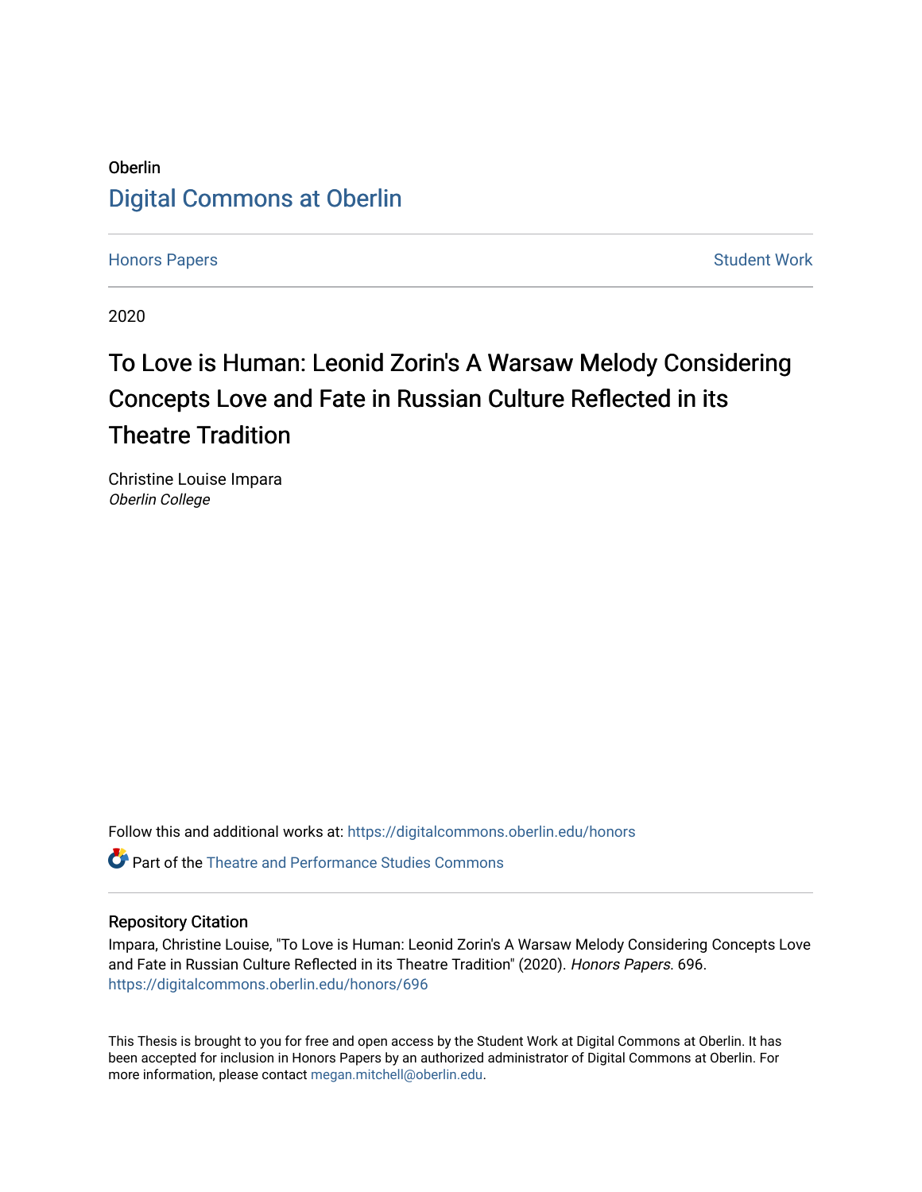Oberlin

Digital Commons at Oberlin

Honors Papers

Student Work

2020

# To Love is Human: Leonid Zorin's A Warsaw Melody Considering Concepts Love and Fate in Russian Culture Reflected in its Theatre Tradition

Christine Louise Impara
*Oberlin College*

Follow this and additional works at: https://digitalcommons.oberlin.edu/honors

Part of the Theatre and Performance Studies Commons

### Repository Citation

Impara, Christine Louise, "To Love is Human: Leonid Zorin's A Warsaw Melody Considering Concepts Love and Fate in Russian Culture Reflected in its Theatre Tradition" (2020). *Honors Papers*. 696.
https://digitalcommons.oberlin.edu/honors/696

This Thesis is brought to you for free and open access by the Student Work at Digital Commons at Oberlin. It has been accepted for inclusion in Honors Papers by an authorized administrator of Digital Commons at Oberlin. For more information, please contact megan.mitchell@oberlin.edu.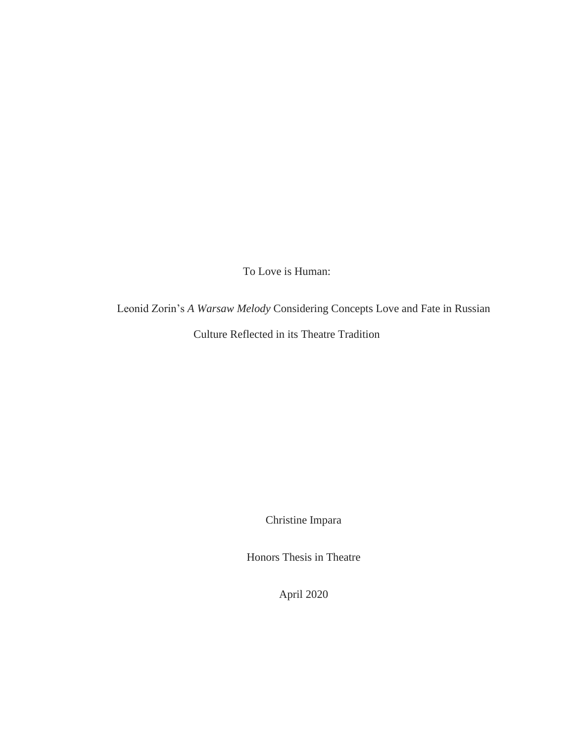# To Love is Human:

## Leonid Zorin's *A Warsaw Melody* Considering Concepts Love and Fate in Russian Culture Reflected in its Theatre Tradition

Christine Impara

Honors Thesis in Theatre

April 2020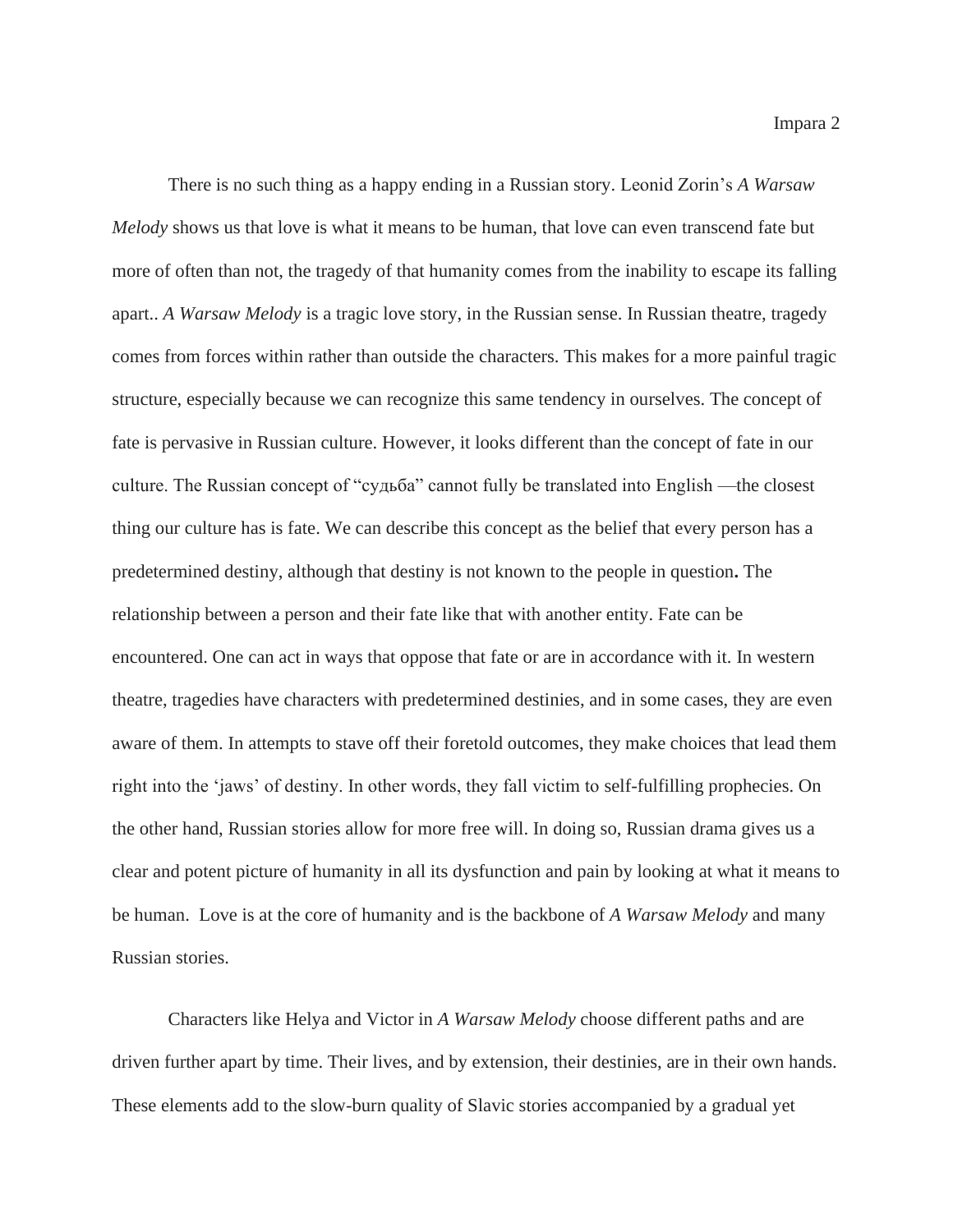There is no such thing as a happy ending in a Russian story. Leonid Zorin's *A Warsaw Melody* shows us that love is what it means to be human, that love can even transcend fate but more of often than not, the tragedy of that humanity comes from the inability to escape its falling apart.. *A Warsaw Melody* is a tragic love story, in the Russian sense. In Russian theatre, tragedy comes from forces within rather than outside the characters. This makes for a more painful tragic structure, especially because we can recognize this same tendency in ourselves. The concept of fate is pervasive in Russian culture. However, it looks different than the concept of fate in our culture. The Russian concept of "судьба" cannot fully be translated into English —the closest thing our culture has is fate. We can describe this concept as the belief that every person has a predetermined destiny, although that destiny is not known to the people in question**.** The relationship between a person and their fate like that with another entity. Fate can be encountered. One can act in ways that oppose that fate or are in accordance with it. In western theatre, tragedies have characters with predetermined destinies, and in some cases, they are even aware of them. In attempts to stave off their foretold outcomes, they make choices that lead them right into the 'jaws' of destiny. In other words, they fall victim to self-fulfilling prophecies. On the other hand, Russian stories allow for more free will. In doing so, Russian drama gives us a clear and potent picture of humanity in all its dysfunction and pain by looking at what it means to be human. Love is at the core of humanity and is the backbone of *A Warsaw Melody* and many Russian stories.

Characters like Helya and Victor in *A Warsaw Melody* choose different paths and are driven further apart by time. Their lives, and by extension, their destinies, are in their own hands. These elements add to the slow-burn quality of Slavic stories accompanied by a gradual yet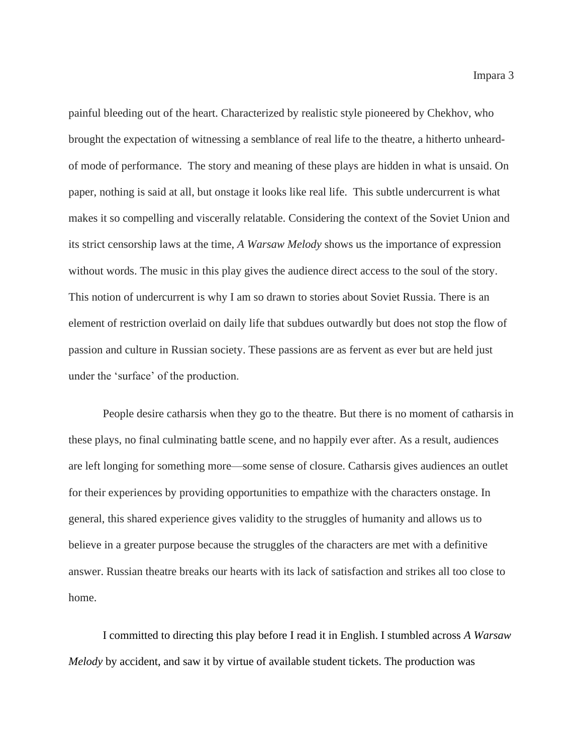painful bleeding out of the heart. Characterized by realistic style pioneered by Chekhov, who brought the expectation of witnessing a semblance of real life to the theatre, a hitherto unheard-of mode of performance.  The story and meaning of these plays are hidden in what is unsaid. On paper, nothing is said at all, but onstage it looks like real life.  This subtle undercurrent is what makes it so compelling and viscerally relatable. Considering the context of the Soviet Union and its strict censorship laws at the time, *A Warsaw Melody* shows us the importance of expression without words. The music in this play gives the audience direct access to the soul of the story. This notion of undercurrent is why I am so drawn to stories about Soviet Russia. There is an element of restriction overlaid on daily life that subdues outwardly but does not stop the flow of passion and culture in Russian society. These passions are as fervent as ever but are held just under the 'surface' of the production.

People desire catharsis when they go to the theatre. But there is no moment of catharsis in these plays, no final culminating battle scene, and no happily ever after. As a result, audiences are left longing for something more—some sense of closure. Catharsis gives audiences an outlet for their experiences by providing opportunities to empathize with the characters onstage. In general, this shared experience gives validity to the struggles of humanity and allows us to believe in a greater purpose because the struggles of the characters are met with a definitive answer. Russian theatre breaks our hearts with its lack of satisfaction and strikes all too close to home.

I committed to directing this play before I read it in English. I stumbled across *A Warsaw Melody* by accident, and saw it by virtue of available student tickets. The production was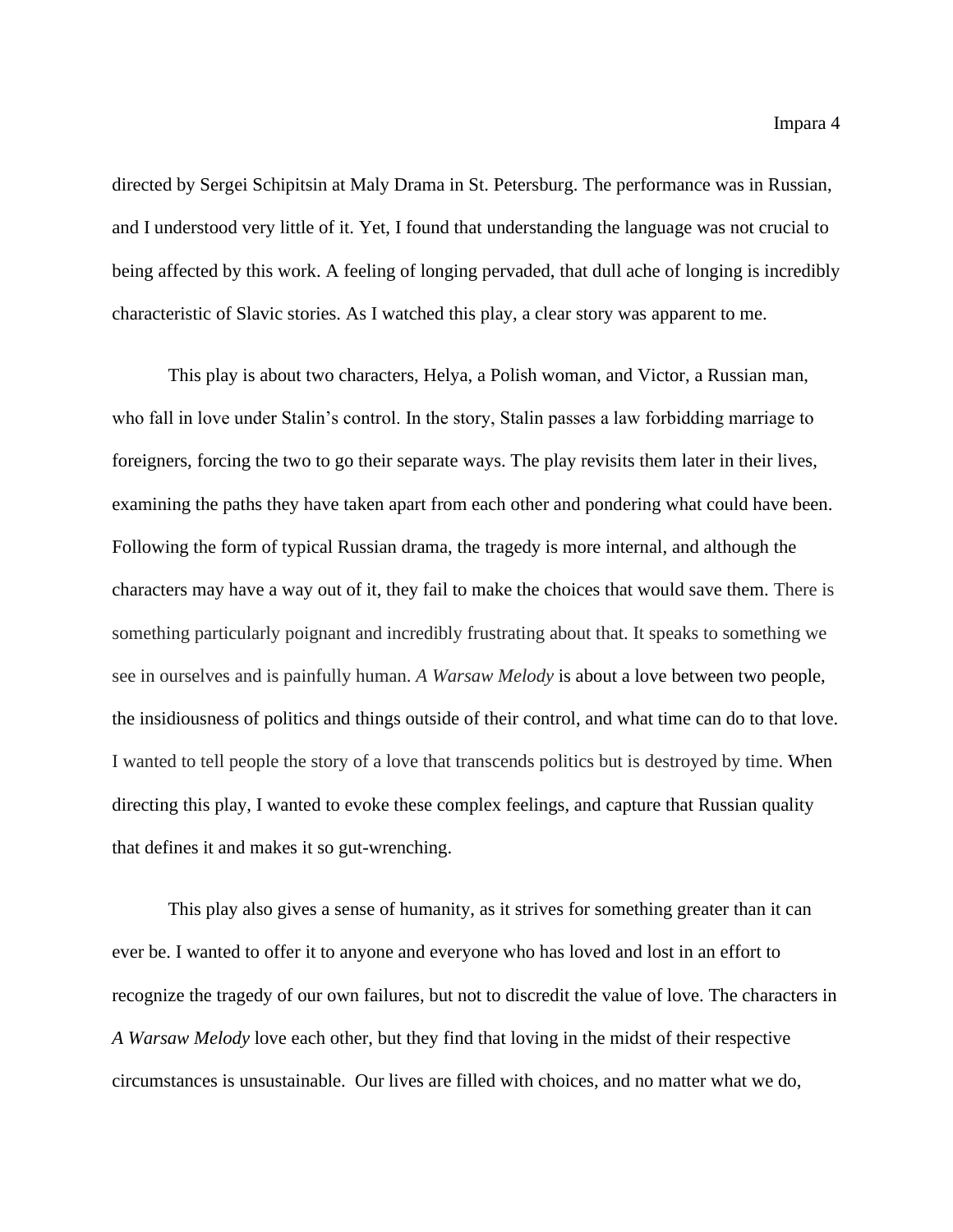directed by Sergei Schipitsin at Maly Drama in St. Petersburg. The performance was in Russian, and I understood very little of it. Yet, I found that understanding the language was not crucial to being affected by this work. A feeling of longing pervaded, that dull ache of longing is incredibly characteristic of Slavic stories. As I watched this play, a clear story was apparent to me.

This play is about two characters, Helya, a Polish woman, and Victor, a Russian man, who fall in love under Stalin's control. In the story, Stalin passes a law forbidding marriage to foreigners, forcing the two to go their separate ways. The play revisits them later in their lives, examining the paths they have taken apart from each other and pondering what could have been. Following the form of typical Russian drama, the tragedy is more internal, and although the characters may have a way out of it, they fail to make the choices that would save them. There is something particularly poignant and incredibly frustrating about that. It speaks to something we see in ourselves and is painfully human. *A Warsaw Melody* is about a love between two people, the insidiousness of politics and things outside of their control, and what time can do to that love. I wanted to tell people the story of a love that transcends politics but is destroyed by time. When directing this play, I wanted to evoke these complex feelings, and capture that Russian quality that defines it and makes it so gut-wrenching.

This play also gives a sense of humanity, as it strives for something greater than it can ever be. I wanted to offer it to anyone and everyone who has loved and lost in an effort to recognize the tragedy of our own failures, but not to discredit the value of love. The characters in *A Warsaw Melody* love each other, but they find that loving in the midst of their respective circumstances is unsustainable. Our lives are filled with choices, and no matter what we do,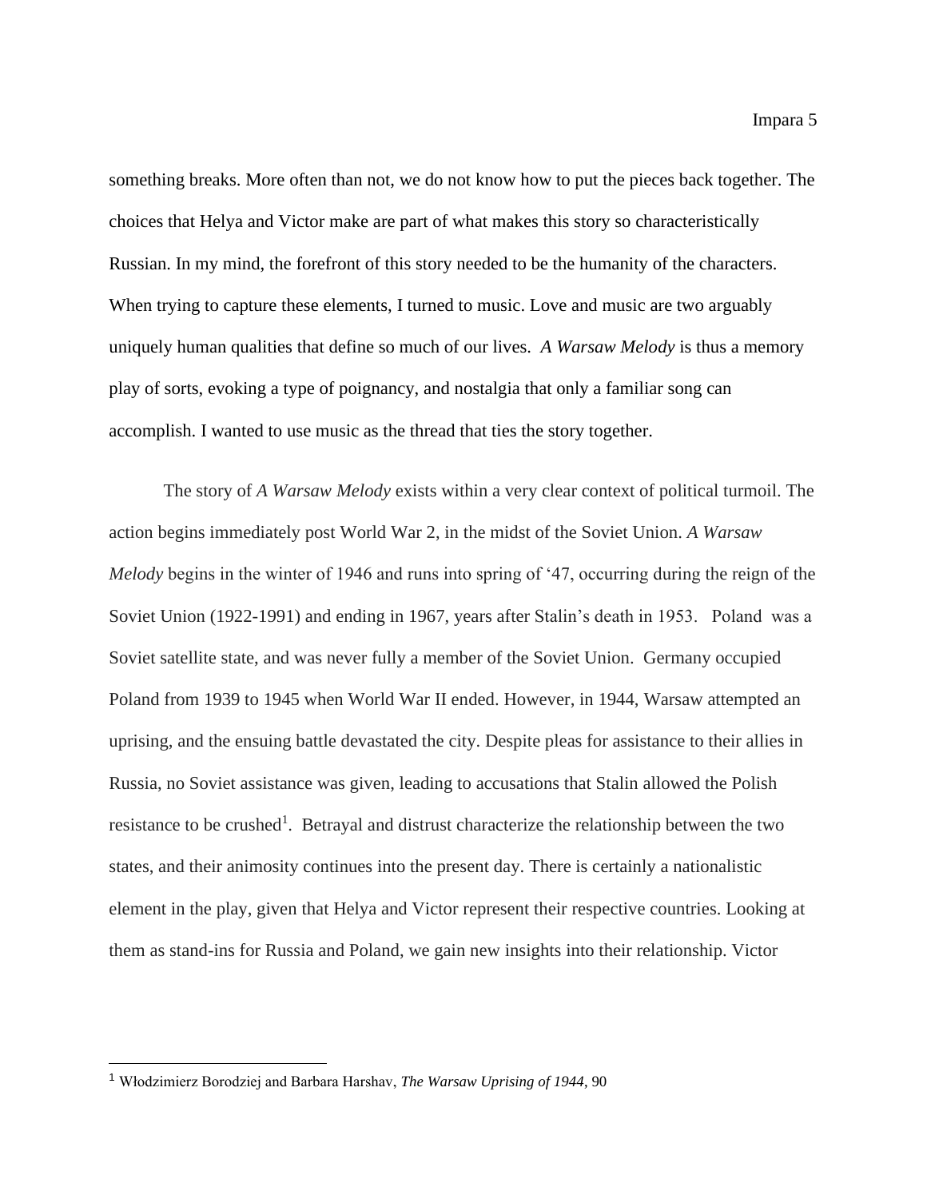something breaks. More often than not, we do not know how to put the pieces back together. The choices that Helya and Victor make are part of what makes this story so characteristically Russian. In my mind, the forefront of this story needed to be the humanity of the characters. When trying to capture these elements, I turned to music. Love and music are two arguably uniquely human qualities that define so much of our lives. *A Warsaw Melody* is thus a memory play of sorts, evoking a type of poignancy, and nostalgia that only a familiar song can accomplish. I wanted to use music as the thread that ties the story together.

The story of *A Warsaw Melody* exists within a very clear context of political turmoil. The action begins immediately post World War 2, in the midst of the Soviet Union. *A Warsaw Melody* begins in the winter of 1946 and runs into spring of '47, occurring during the reign of the Soviet Union (1922-1991) and ending in 1967, years after Stalin's death in 1953. Poland was a Soviet satellite state, and was never fully a member of the Soviet Union. Germany occupied Poland from 1939 to 1945 when World War II ended. However, in 1944, Warsaw attempted an uprising, and the ensuing battle devastated the city. Despite pleas for assistance to their allies in Russia, no Soviet assistance was given, leading to accusations that Stalin allowed the Polish resistance to be crushed[1]. Betrayal and distrust characterize the relationship between the two states, and their animosity continues into the present day. There is certainly a nationalistic element in the play, given that Helya and Victor represent their respective countries. Looking at them as stand-ins for Russia and Poland, we gain new insights into their relationship. Victor

---

[1] Włodzimierz Borodziej and Barbara Harshav, *The Warsaw Uprising of 1944*, 90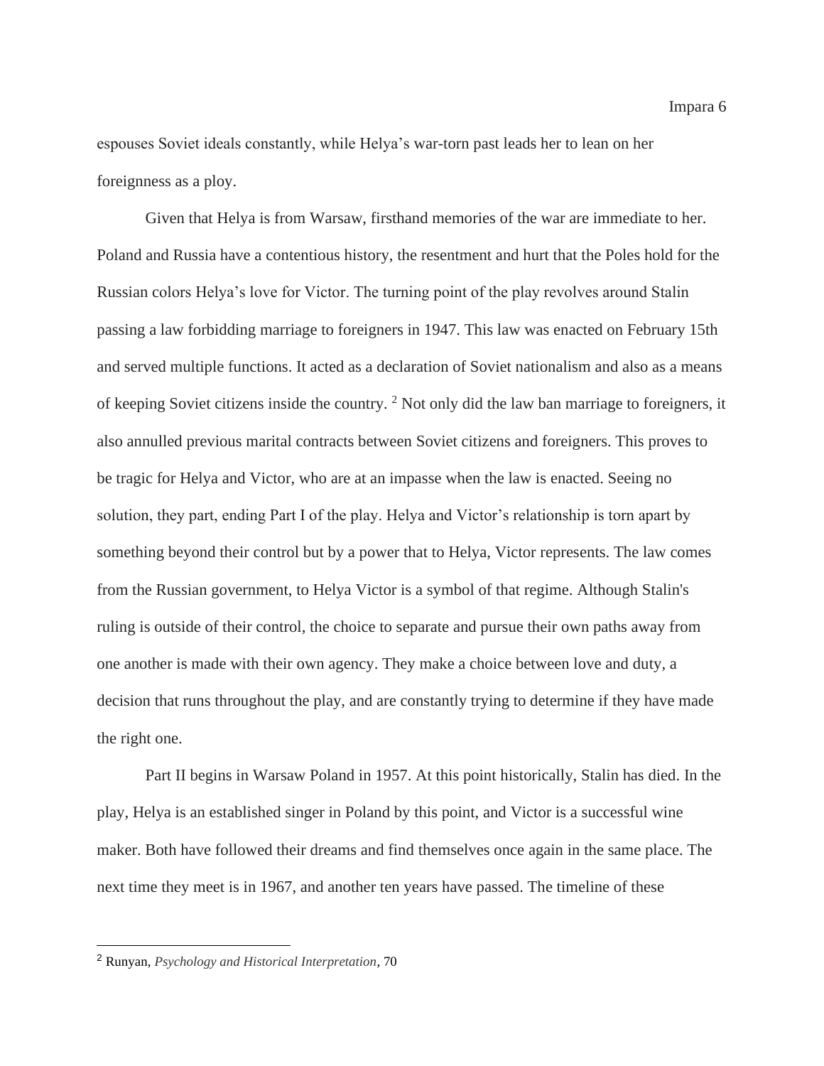espouses Soviet ideals constantly, while Helya's war-torn past leads her to lean on her foreignness as a ploy.

Given that Helya is from Warsaw, firsthand memories of the war are immediate to her. Poland and Russia have a contentious history, the resentment and hurt that the Poles hold for the Russian colors Helya's love for Victor. The turning point of the play revolves around Stalin passing a law forbidding marriage to foreigners in 1947. This law was enacted on February 15th and served multiple functions. It acted as a declaration of Soviet nationalism and also as a means of keeping Soviet citizens inside the country. [2] Not only did the law ban marriage to foreigners, it also annulled previous marital contracts between Soviet citizens and foreigners. This proves to be tragic for Helya and Victor, who are at an impasse when the law is enacted. Seeing no solution, they part, ending Part I of the play. Helya and Victor's relationship is torn apart by something beyond their control but by a power that to Helya, Victor represents. The law comes from the Russian government, to Helya Victor is a symbol of that regime. Although Stalin's ruling is outside of their control, the choice to separate and pursue their own paths away from one another is made with their own agency. They make a choice between love and duty, a decision that runs throughout the play, and are constantly trying to determine if they have made the right one.

Part II begins in Warsaw Poland in 1957. At this point historically, Stalin has died. In the play, Helya is an established singer in Poland by this point, and Victor is a successful wine maker. Both have followed their dreams and find themselves once again in the same place. The next time they meet is in 1967, and another ten years have passed. The timeline of these

---

[2] Runyan, *Psychology and Historical Interpretation*, 70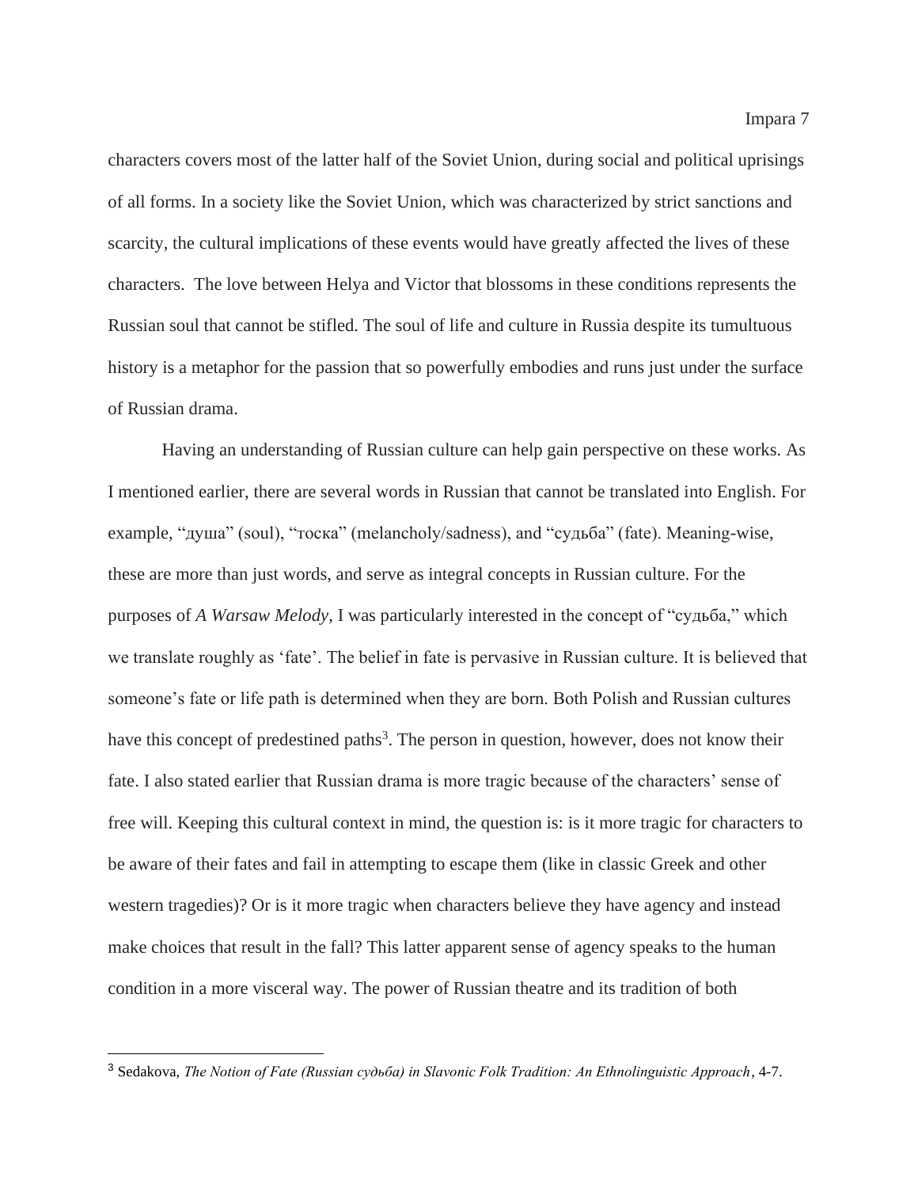characters covers most of the latter half of the Soviet Union, during social and political uprisings of all forms. In a society like the Soviet Union, which was characterized by strict sanctions and scarcity, the cultural implications of these events would have greatly affected the lives of these characters. The love between Helya and Victor that blossoms in these conditions represents the Russian soul that cannot be stifled. The soul of life and culture in Russia despite its tumultuous history is a metaphor for the passion that so powerfully embodies and runs just under the surface of Russian drama.

Having an understanding of Russian culture can help gain perspective on these works. As I mentioned earlier, there are several words in Russian that cannot be translated into English. For example, "душа" (soul), "тоска" (melancholy/sadness), and "судьба" (fate). Meaning-wise, these are more than just words, and serve as integral concepts in Russian culture. For the purposes of *A Warsaw Melody*, I was particularly interested in the concept of "судьба," which we translate roughly as 'fate'. The belief in fate is pervasive in Russian culture. It is believed that someone's fate or life path is determined when they are born. Both Polish and Russian cultures have this concept of predestined paths[3]. The person in question, however, does not know their fate. I also stated earlier that Russian drama is more tragic because of the characters' sense of free will. Keeping this cultural context in mind, the question is: is it more tragic for characters to be aware of their fates and fail in attempting to escape them (like in classic Greek and other western tragedies)? Or is it more tragic when characters believe they have agency and instead make choices that result in the fall? This latter apparent sense of agency speaks to the human condition in a more visceral way. The power of Russian theatre and its tradition of both

[3] Sedakova, *The Notion of Fate (Russian судьба) in Slavonic Folk Tradition: An Ethnolinguistic Approach*, 4-7.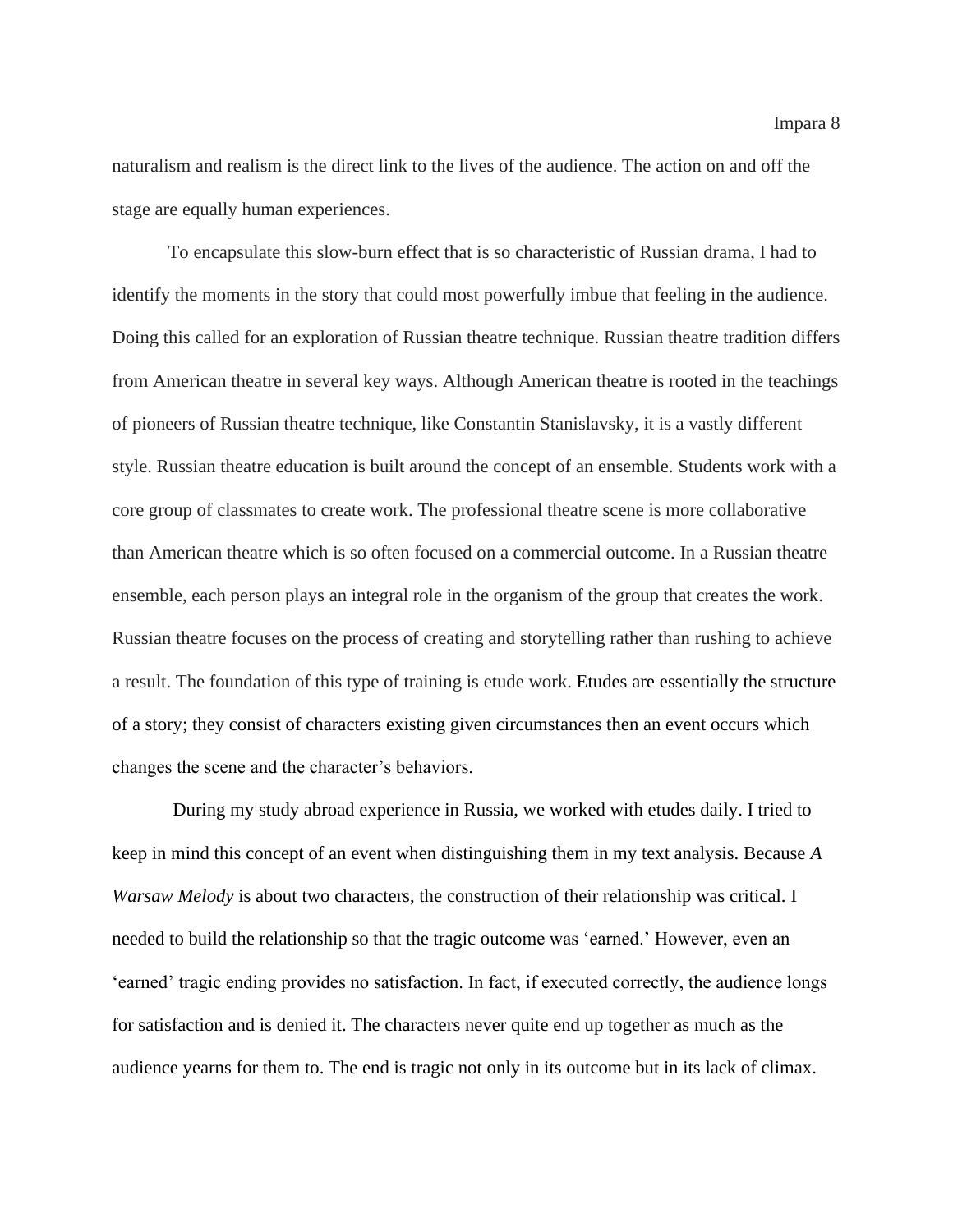naturalism and realism is the direct link to the lives of the audience. The action on and off the stage are equally human experiences.

To encapsulate this slow-burn effect that is so characteristic of Russian drama, I had to identify the moments in the story that could most powerfully imbue that feeling in the audience. Doing this called for an exploration of Russian theatre technique. Russian theatre tradition differs from American theatre in several key ways. Although American theatre is rooted in the teachings of pioneers of Russian theatre technique, like Constantin Stanislavsky, it is a vastly different style. Russian theatre education is built around the concept of an ensemble. Students work with a core group of classmates to create work. The professional theatre scene is more collaborative than American theatre which is so often focused on a commercial outcome. In a Russian theatre ensemble, each person plays an integral role in the organism of the group that creates the work. Russian theatre focuses on the process of creating and storytelling rather than rushing to achieve a result. The foundation of this type of training is etude work. Etudes are essentially the structure of a story; they consist of characters existing given circumstances then an event occurs which changes the scene and the character's behaviors.

During my study abroad experience in Russia, we worked with etudes daily. I tried to keep in mind this concept of an event when distinguishing them in my text analysis. Because *A Warsaw Melody* is about two characters, the construction of their relationship was critical. I needed to build the relationship so that the tragic outcome was 'earned.' However, even an 'earned' tragic ending provides no satisfaction. In fact, if executed correctly, the audience longs for satisfaction and is denied it. The characters never quite end up together as much as the audience yearns for them to. The end is tragic not only in its outcome but in its lack of climax.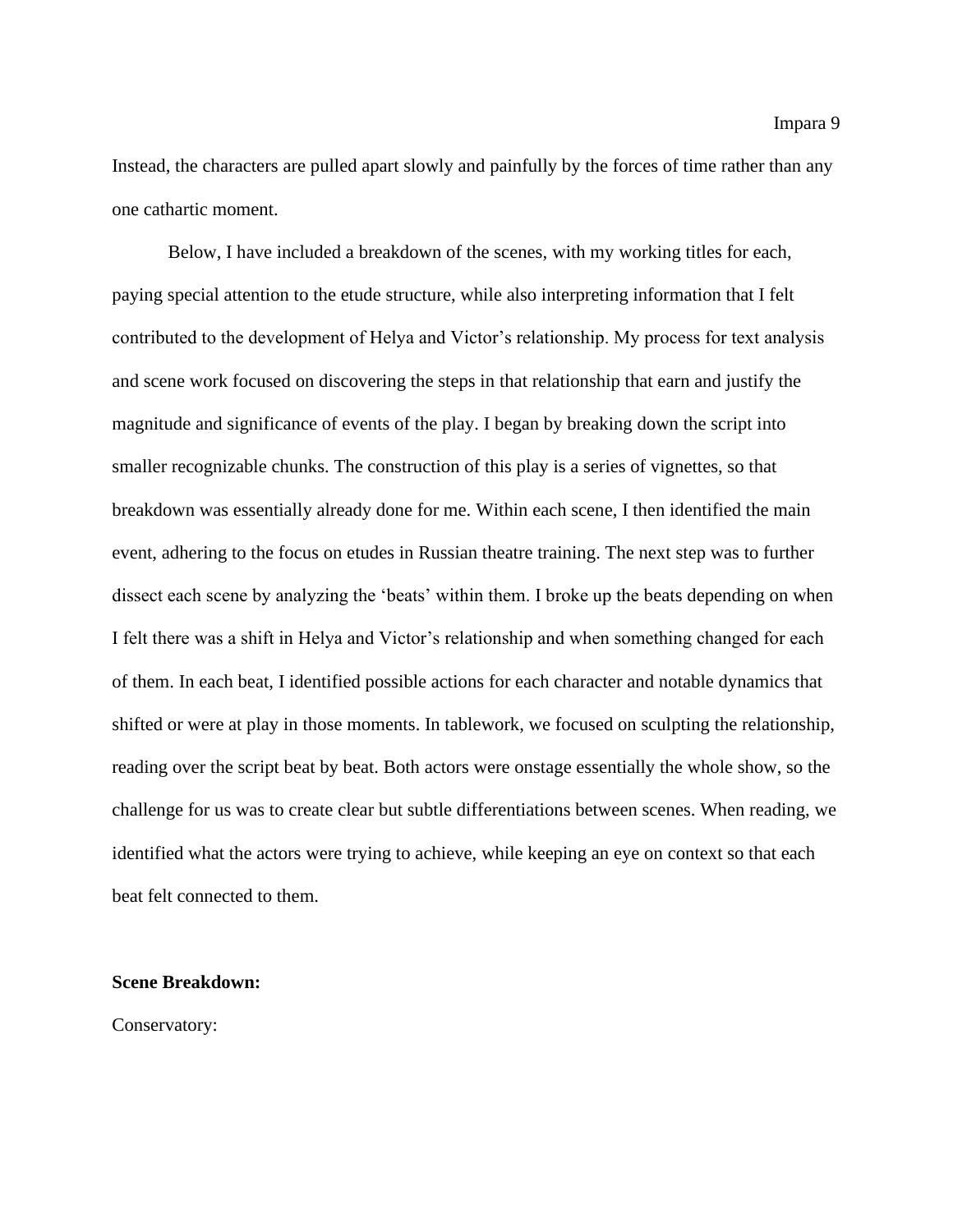Instead, the characters are pulled apart slowly and painfully by the forces of time rather than any one cathartic moment.

Below, I have included a breakdown of the scenes, with my working titles for each, paying special attention to the etude structure, while also interpreting information that I felt contributed to the development of Helya and Victor's relationship. My process for text analysis and scene work focused on discovering the steps in that relationship that earn and justify the magnitude and significance of events of the play. I began by breaking down the script into smaller recognizable chunks. The construction of this play is a series of vignettes, so that breakdown was essentially already done for me. Within each scene, I then identified the main event, adhering to the focus on etudes in Russian theatre training. The next step was to further dissect each scene by analyzing the 'beats' within them. I broke up the beats depending on when I felt there was a shift in Helya and Victor's relationship and when something changed for each of them. In each beat, I identified possible actions for each character and notable dynamics that shifted or were at play in those moments. In tablework, we focused on sculpting the relationship, reading over the script beat by beat. Both actors were onstage essentially the whole show, so the challenge for us was to create clear but subtle differentiations between scenes. When reading, we identified what the actors were trying to achieve, while keeping an eye on context so that each beat felt connected to them.

**Scene Breakdown:**

Conservatory: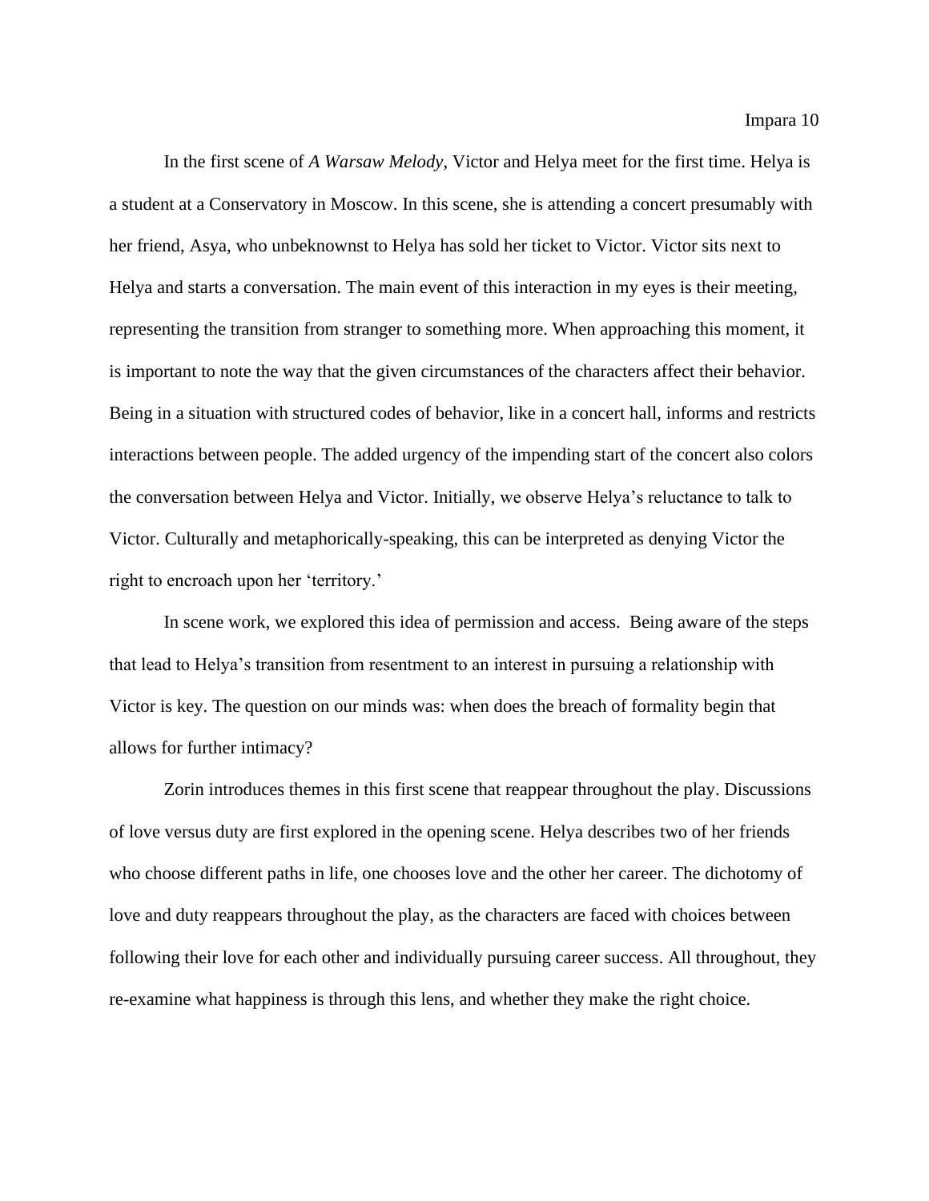In the first scene of *A Warsaw Melody*, Victor and Helya meet for the first time. Helya is a student at a Conservatory in Moscow. In this scene, she is attending a concert presumably with her friend, Asya, who unbeknownst to Helya has sold her ticket to Victor. Victor sits next to Helya and starts a conversation. The main event of this interaction in my eyes is their meeting, representing the transition from stranger to something more. When approaching this moment, it is important to note the way that the given circumstances of the characters affect their behavior. Being in a situation with structured codes of behavior, like in a concert hall, informs and restricts interactions between people. The added urgency of the impending start of the concert also colors the conversation between Helya and Victor. Initially, we observe Helya's reluctance to talk to Victor. Culturally and metaphorically-speaking, this can be interpreted as denying Victor the right to encroach upon her 'territory.'

In scene work, we explored this idea of permission and access. Being aware of the steps that lead to Helya's transition from resentment to an interest in pursuing a relationship with Victor is key. The question on our minds was: when does the breach of formality begin that allows for further intimacy?

Zorin introduces themes in this first scene that reappear throughout the play. Discussions of love versus duty are first explored in the opening scene. Helya describes two of her friends who choose different paths in life, one chooses love and the other her career. The dichotomy of love and duty reappears throughout the play, as the characters are faced with choices between following their love for each other and individually pursuing career success. All throughout, they re-examine what happiness is through this lens, and whether they make the right choice.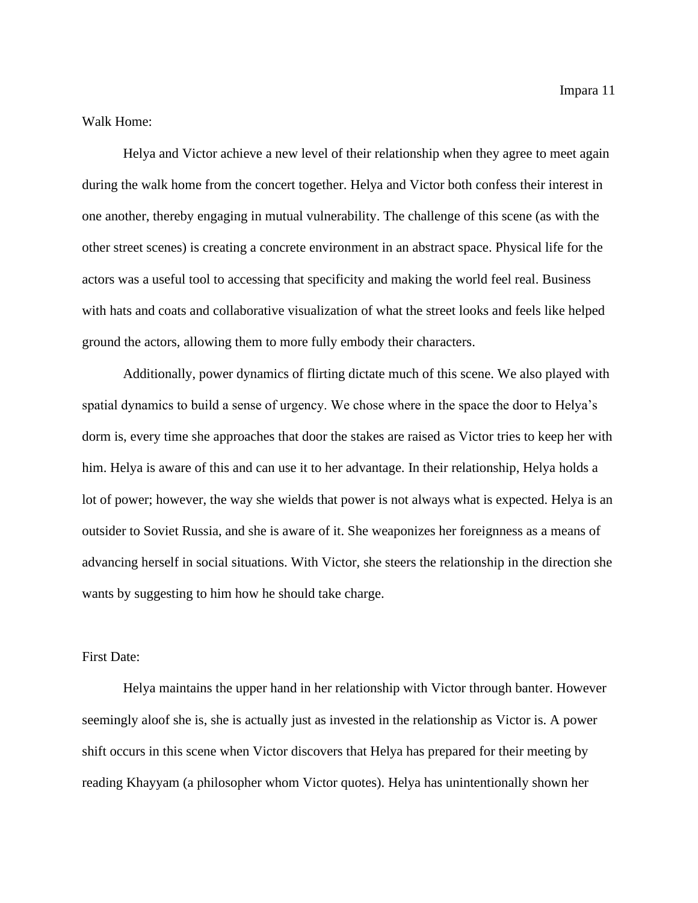Walk Home:

Helya and Victor achieve a new level of their relationship when they agree to meet again during the walk home from the concert together. Helya and Victor both confess their interest in one another, thereby engaging in mutual vulnerability. The challenge of this scene (as with the other street scenes) is creating a concrete environment in an abstract space. Physical life for the actors was a useful tool to accessing that specificity and making the world feel real. Business with hats and coats and collaborative visualization of what the street looks and feels like helped ground the actors, allowing them to more fully embody their characters.

Additionally, power dynamics of flirting dictate much of this scene. We also played with spatial dynamics to build a sense of urgency. We chose where in the space the door to Helya's dorm is, every time she approaches that door the stakes are raised as Victor tries to keep her with him. Helya is aware of this and can use it to her advantage. In their relationship, Helya holds a lot of power; however, the way she wields that power is not always what is expected. Helya is an outsider to Soviet Russia, and she is aware of it. She weaponizes her foreignness as a means of advancing herself in social situations. With Victor, she steers the relationship in the direction she wants by suggesting to him how he should take charge.

First Date:

Helya maintains the upper hand in her relationship with Victor through banter. However seemingly aloof she is, she is actually just as invested in the relationship as Victor is. A power shift occurs in this scene when Victor discovers that Helya has prepared for their meeting by reading Khayyam (a philosopher whom Victor quotes). Helya has unintentionally shown her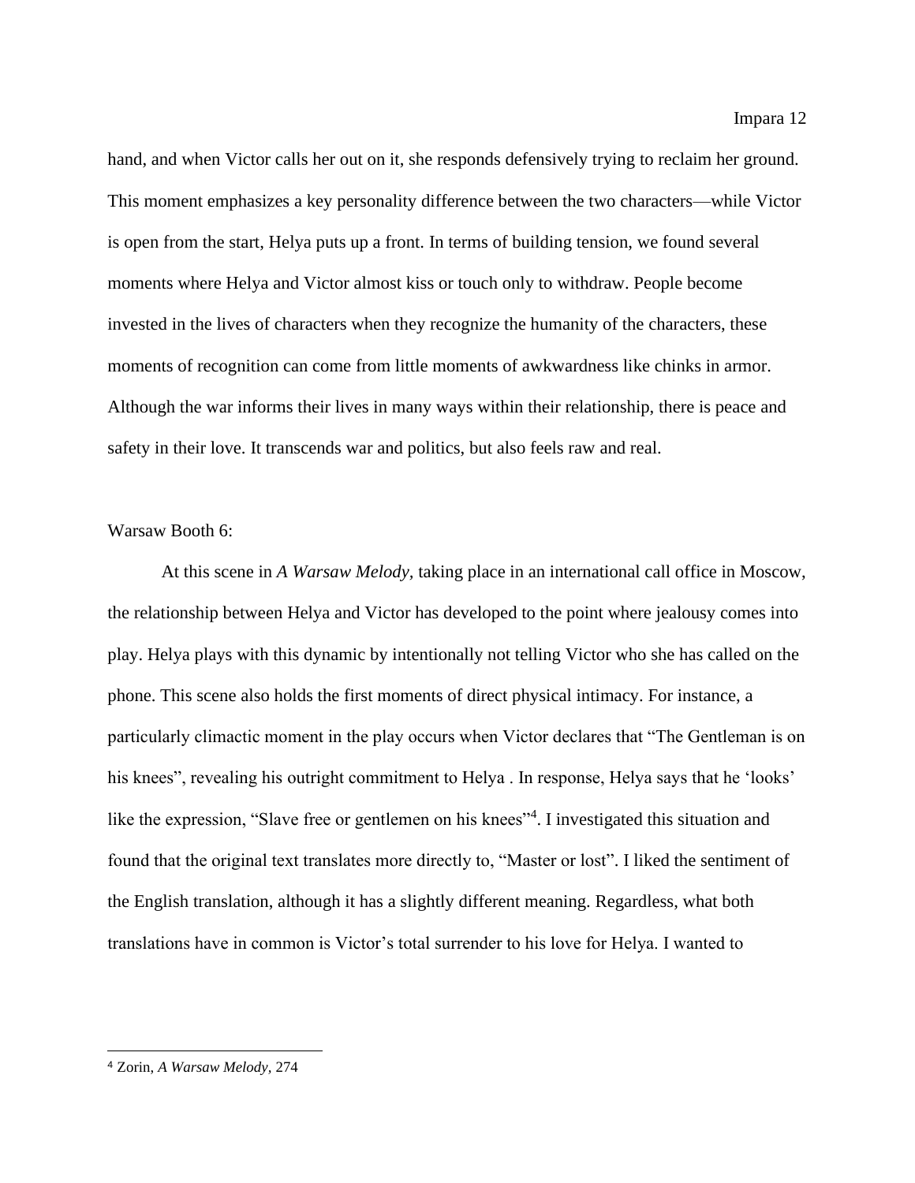hand, and when Victor calls her out on it, she responds defensively trying to reclaim her ground. This moment emphasizes a key personality difference between the two characters—while Victor is open from the start, Helya puts up a front. In terms of building tension, we found several moments where Helya and Victor almost kiss or touch only to withdraw. People become invested in the lives of characters when they recognize the humanity of the characters, these moments of recognition can come from little moments of awkwardness like chinks in armor. Although the war informs their lives in many ways within their relationship, there is peace and safety in their love. It transcends war and politics, but also feels raw and real.

Warsaw Booth 6:

At this scene in *A Warsaw Melody,* taking place in an international call office in Moscow, the relationship between Helya and Victor has developed to the point where jealousy comes into play. Helya plays with this dynamic by intentionally not telling Victor who she has called on the phone. This scene also holds the first moments of direct physical intimacy. For instance, a particularly climactic moment in the play occurs when Victor declares that "The Gentleman is on his knees", revealing his outright commitment to Helya . In response, Helya says that he 'looks' like the expression, "Slave free or gentlemen on his knees"[4]. I investigated this situation and found that the original text translates more directly to, "Master or lost". I liked the sentiment of the English translation, although it has a slightly different meaning. Regardless, what both translations have in common is Victor's total surrender to his love for Helya. I wanted to

[4] Zorin, *A Warsaw Melody,* 274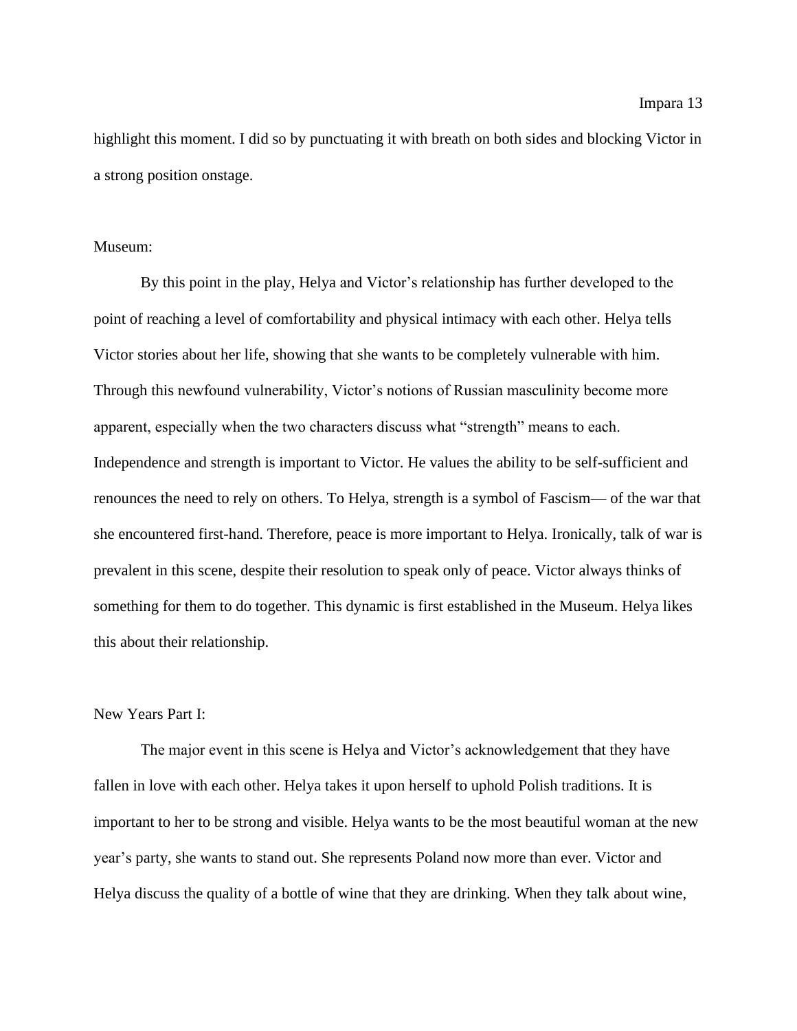highlight this moment. I did so by punctuating it with breath on both sides and blocking Victor in a strong position onstage.

Museum:

By this point in the play, Helya and Victor's relationship has further developed to the point of reaching a level of comfortability and physical intimacy with each other. Helya tells Victor stories about her life, showing that she wants to be completely vulnerable with him. Through this newfound vulnerability, Victor's notions of Russian masculinity become more apparent, especially when the two characters discuss what "strength" means to each. Independence and strength is important to Victor. He values the ability to be self-sufficient and renounces the need to rely on others. To Helya, strength is a symbol of Fascism— of the war that she encountered first-hand. Therefore, peace is more important to Helya. Ironically, talk of war is prevalent in this scene, despite their resolution to speak only of peace. Victor always thinks of something for them to do together. This dynamic is first established in the Museum. Helya likes this about their relationship.

New Years Part I:

The major event in this scene is Helya and Victor's acknowledgement that they have fallen in love with each other. Helya takes it upon herself to uphold Polish traditions. It is important to her to be strong and visible. Helya wants to be the most beautiful woman at the new year's party, she wants to stand out. She represents Poland now more than ever. Victor and Helya discuss the quality of a bottle of wine that they are drinking. When they talk about wine,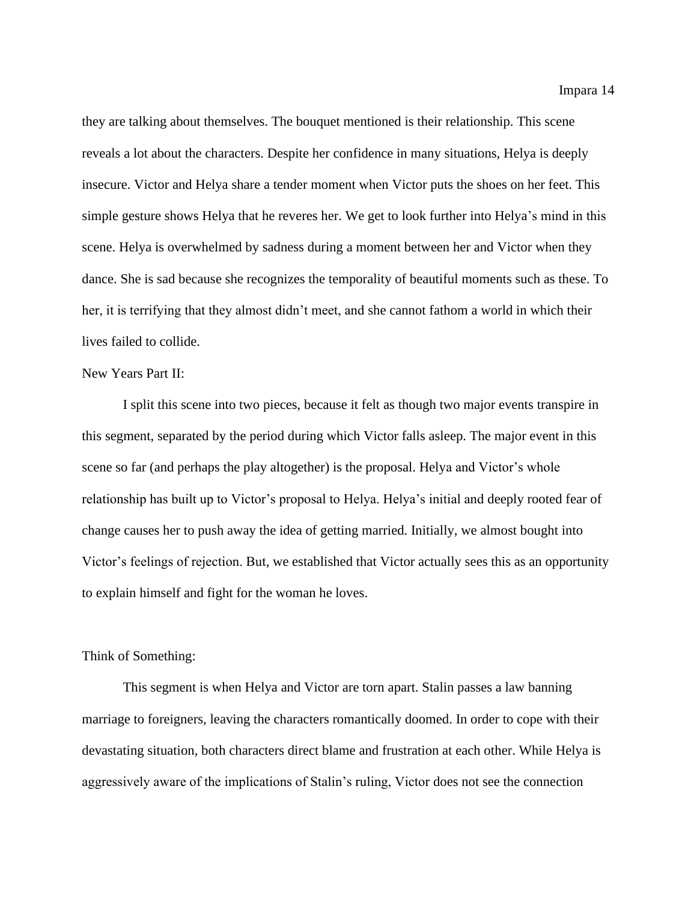they are talking about themselves. The bouquet mentioned is their relationship. This scene reveals a lot about the characters. Despite her confidence in many situations, Helya is deeply insecure. Victor and Helya share a tender moment when Victor puts the shoes on her feet. This simple gesture shows Helya that he reveres her. We get to look further into Helya's mind in this scene. Helya is overwhelmed by sadness during a moment between her and Victor when they dance. She is sad because she recognizes the temporality of beautiful moments such as these. To her, it is terrifying that they almost didn't meet, and she cannot fathom a world in which their lives failed to collide.

New Years Part II:

I split this scene into two pieces, because it felt as though two major events transpire in this segment, separated by the period during which Victor falls asleep. The major event in this scene so far (and perhaps the play altogether) is the proposal. Helya and Victor's whole relationship has built up to Victor's proposal to Helya. Helya's initial and deeply rooted fear of change causes her to push away the idea of getting married. Initially, we almost bought into Victor's feelings of rejection. But, we established that Victor actually sees this as an opportunity to explain himself and fight for the woman he loves.

Think of Something:

This segment is when Helya and Victor are torn apart. Stalin passes a law banning marriage to foreigners, leaving the characters romantically doomed. In order to cope with their devastating situation, both characters direct blame and frustration at each other. While Helya is aggressively aware of the implications of Stalin's ruling, Victor does not see the connection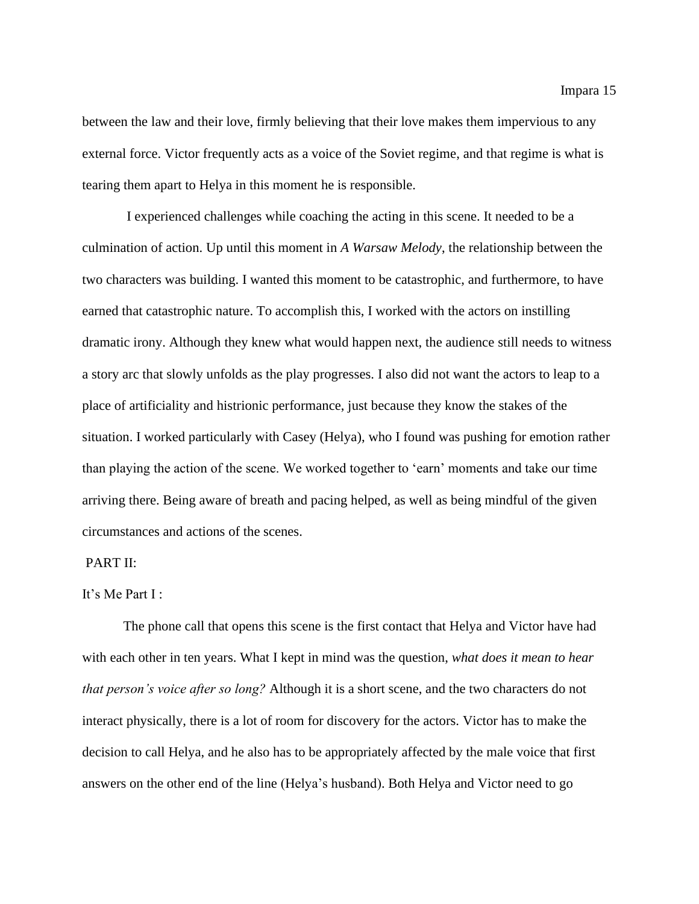between the law and their love, firmly believing that their love makes them impervious to any external force. Victor frequently acts as a voice of the Soviet regime, and that regime is what is tearing them apart to Helya in this moment he is responsible.

I experienced challenges while coaching the acting in this scene. It needed to be a culmination of action. Up until this moment in *A Warsaw Melody*, the relationship between the two characters was building. I wanted this moment to be catastrophic, and furthermore, to have earned that catastrophic nature. To accomplish this, I worked with the actors on instilling dramatic irony. Although they knew what would happen next, the audience still needs to witness a story arc that slowly unfolds as the play progresses. I also did not want the actors to leap to a place of artificiality and histrionic performance, just because they know the stakes of the situation. I worked particularly with Casey (Helya), who I found was pushing for emotion rather than playing the action of the scene. We worked together to 'earn' moments and take our time arriving there. Being aware of breath and pacing helped, as well as being mindful of the given circumstances and actions of the scenes.

PART II:

It's Me Part I :

The phone call that opens this scene is the first contact that Helya and Victor have had with each other in ten years. What I kept in mind was the question, *what does it mean to hear that person's voice after so long?* Although it is a short scene, and the two characters do not interact physically, there is a lot of room for discovery for the actors. Victor has to make the decision to call Helya, and he also has to be appropriately affected by the male voice that first answers on the other end of the line (Helya's husband). Both Helya and Victor need to go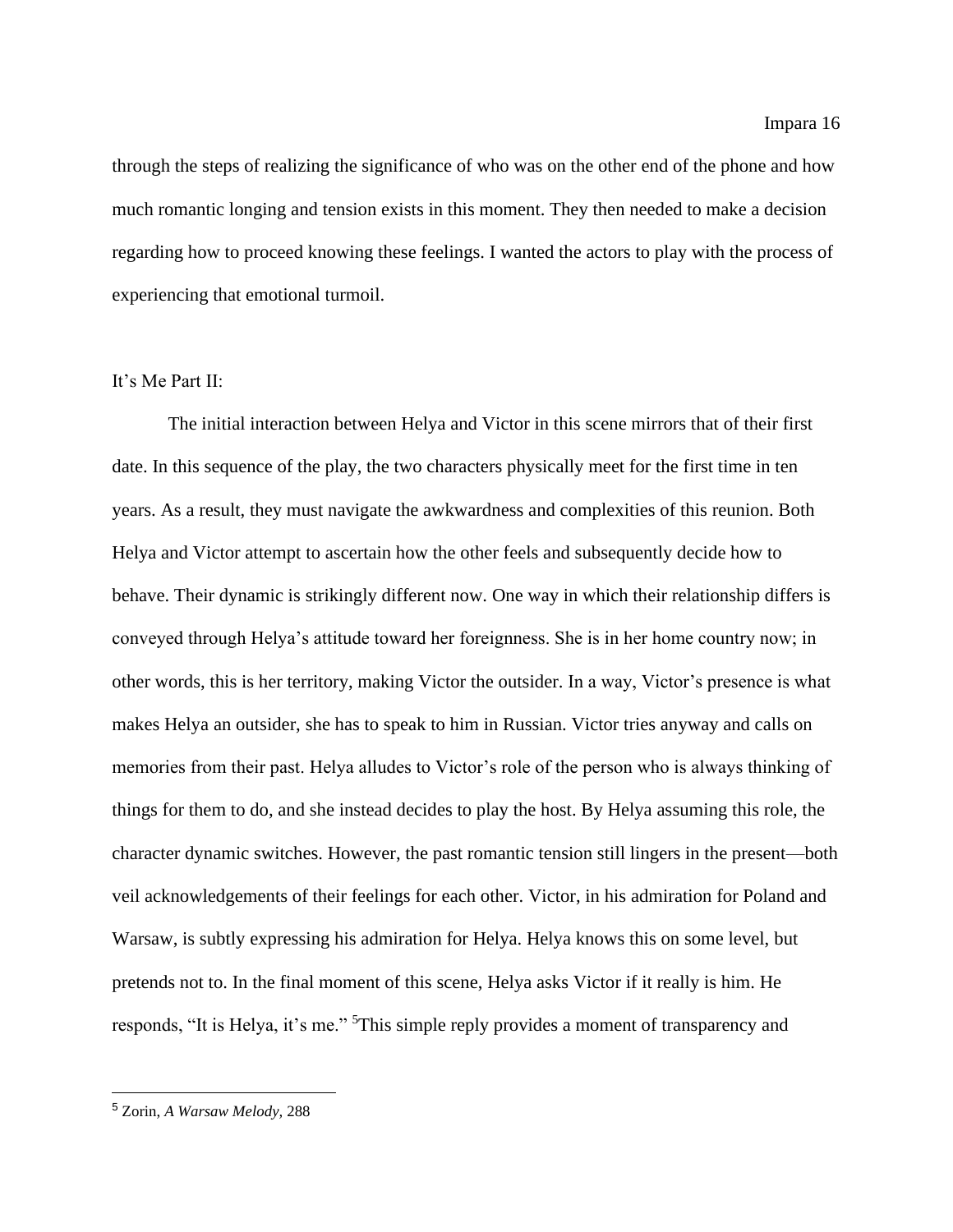through the steps of realizing the significance of who was on the other end of the phone and how much romantic longing and tension exists in this moment. They then needed to make a decision regarding how to proceed knowing these feelings. I wanted the actors to play with the process of experiencing that emotional turmoil.

It's Me Part II:

The initial interaction between Helya and Victor in this scene mirrors that of their first date. In this sequence of the play, the two characters physically meet for the first time in ten years. As a result, they must navigate the awkwardness and complexities of this reunion. Both Helya and Victor attempt to ascertain how the other feels and subsequently decide how to behave. Their dynamic is strikingly different now. One way in which their relationship differs is conveyed through Helya's attitude toward her foreignness. She is in her home country now; in other words, this is her territory, making Victor the outsider. In a way, Victor's presence is what makes Helya an outsider, she has to speak to him in Russian. Victor tries anyway and calls on memories from their past. Helya alludes to Victor's role of the person who is always thinking of things for them to do, and she instead decides to play the host. By Helya assuming this role, the character dynamic switches. However, the past romantic tension still lingers in the present—both veil acknowledgements of their feelings for each other. Victor, in his admiration for Poland and Warsaw, is subtly expressing his admiration for Helya. Helya knows this on some level, but pretends not to. In the final moment of this scene, Helya asks Victor if it really is him. He responds, "It is Helya, it's me." [5]This simple reply provides a moment of transparency and

---

[5] Zorin, *A Warsaw Melody,* 288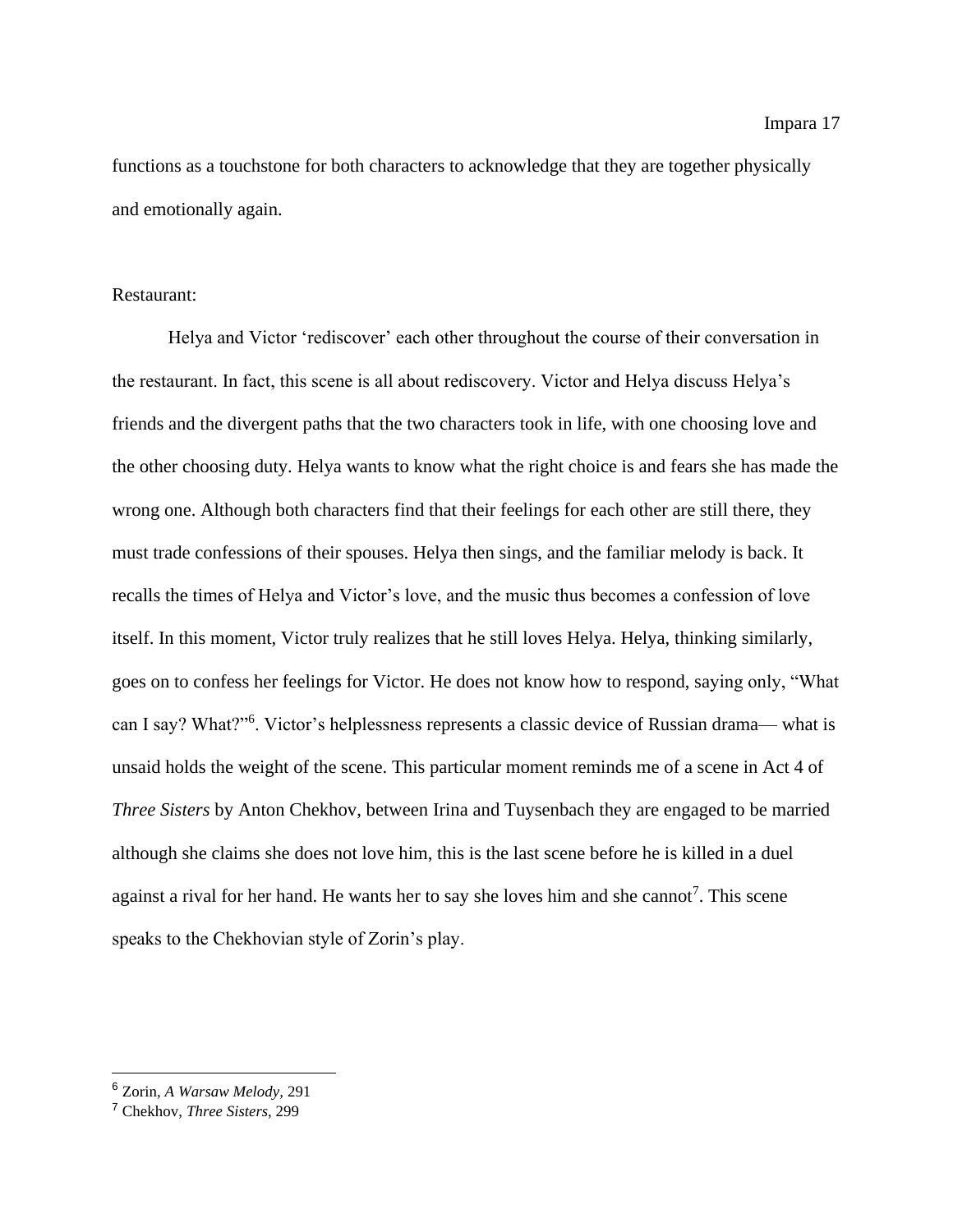functions as a touchstone for both characters to acknowledge that they are together physically and emotionally again.

Restaurant:

Helya and Victor 'rediscover' each other throughout the course of their conversation in the restaurant. In fact, this scene is all about rediscovery. Victor and Helya discuss Helya's friends and the divergent paths that the two characters took in life, with one choosing love and the other choosing duty. Helya wants to know what the right choice is and fears she has made the wrong one. Although both characters find that their feelings for each other are still there, they must trade confessions of their spouses. Helya then sings, and the familiar melody is back. It recalls the times of Helya and Victor's love, and the music thus becomes a confession of love itself. In this moment, Victor truly realizes that he still loves Helya. Helya, thinking similarly, goes on to confess her feelings for Victor. He does not know how to respond, saying only, "What can I say? What?"[6]. Victor's helplessness represents a classic device of Russian drama— what is unsaid holds the weight of the scene. This particular moment reminds me of a scene in Act 4 of *Three Sisters* by Anton Chekhov, between Irina and Tuysenbach they are engaged to be married although she claims she does not love him, this is the last scene before he is killed in a duel against a rival for her hand. He wants her to say she loves him and she cannot[7]. This scene speaks to the Chekhovian style of Zorin's play.

---

[6] Zorin, *A Warsaw Melody,* 291

[7] Chekhov, *Three Sisters*, 299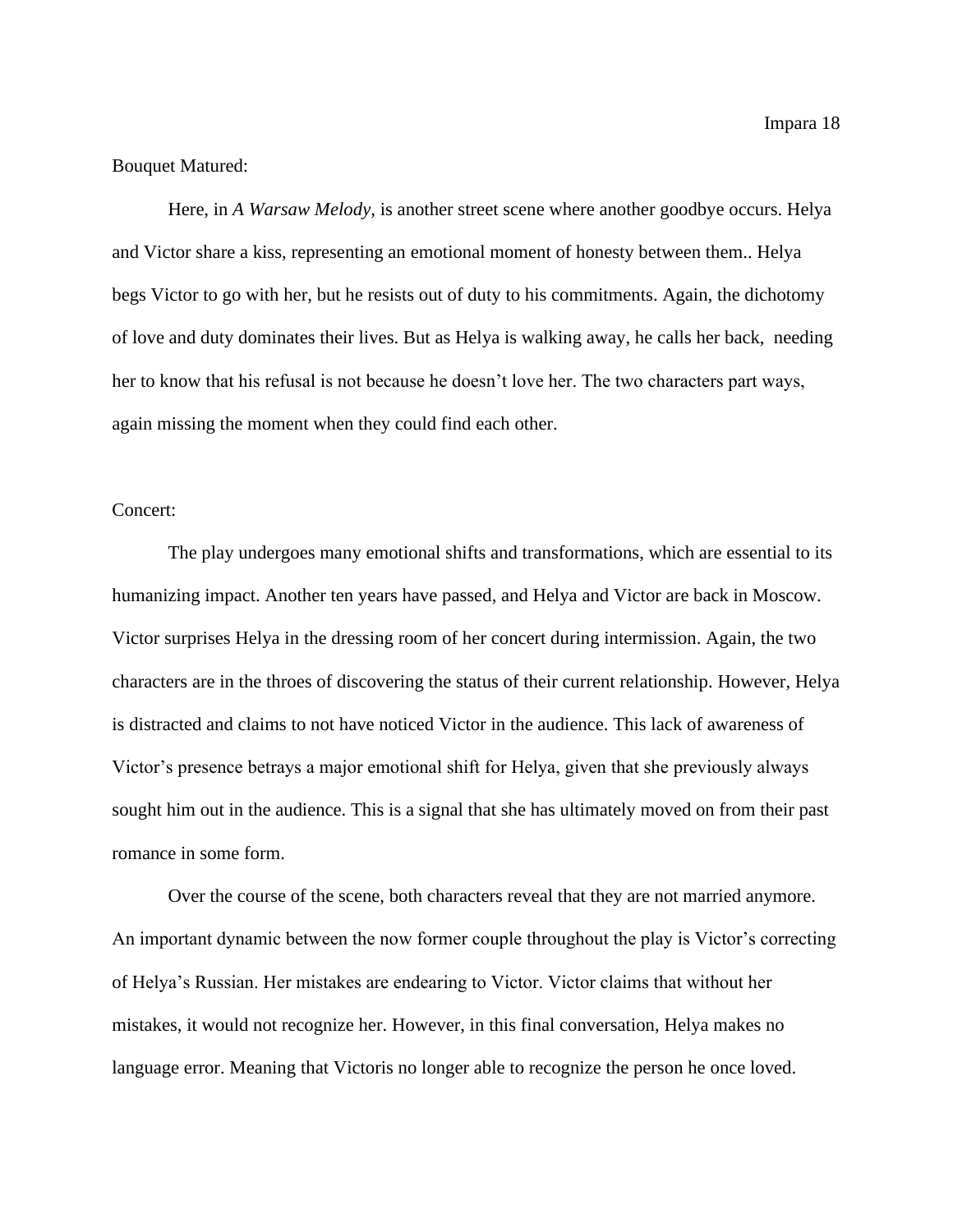Bouquet Matured:

Here, in *A Warsaw Melody*, is another street scene where another goodbye occurs. Helya and Victor share a kiss, representing an emotional moment of honesty between them.. Helya begs Victor to go with her, but he resists out of duty to his commitments. Again, the dichotomy of love and duty dominates their lives. But as Helya is walking away, he calls her back, needing her to know that his refusal is not because he doesn't love her. The two characters part ways, again missing the moment when they could find each other.

Concert:

The play undergoes many emotional shifts and transformations, which are essential to its humanizing impact. Another ten years have passed, and Helya and Victor are back in Moscow. Victor surprises Helya in the dressing room of her concert during intermission. Again, the two characters are in the throes of discovering the status of their current relationship. However, Helya is distracted and claims to not have noticed Victor in the audience. This lack of awareness of Victor's presence betrays a major emotional shift for Helya, given that she previously always sought him out in the audience. This is a signal that she has ultimately moved on from their past romance in some form.

Over the course of the scene, both characters reveal that they are not married anymore. An important dynamic between the now former couple throughout the play is Victor's correcting of Helya's Russian. Her mistakes are endearing to Victor. Victor claims that without her mistakes, it would not recognize her. However, in this final conversation, Helya makes no language error. Meaning that Victoris no longer able to recognize the person he once loved.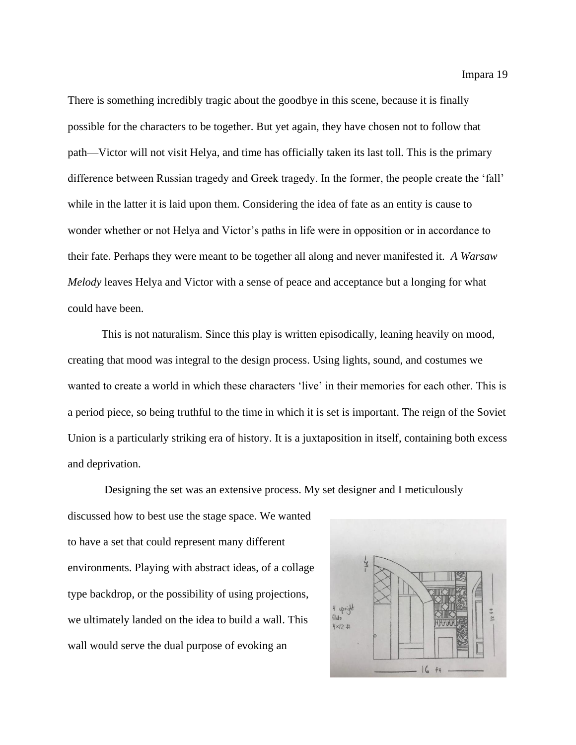There is something incredibly tragic about the goodbye in this scene, because it is finally possible for the characters to be together. But yet again, they have chosen not to follow that path—Victor will not visit Helya, and time has officially taken its last toll. This is the primary difference between Russian tragedy and Greek tragedy. In the former, the people create the 'fall' while in the latter it is laid upon them. Considering the idea of fate as an entity is cause to wonder whether or not Helya and Victor's paths in life were in opposition or in accordance to their fate. Perhaps they were meant to be together all along and never manifested it. *A Warsaw Melody* leaves Helya and Victor with a sense of peace and acceptance but a longing for what could have been.

This is not naturalism. Since this play is written episodically, leaning heavily on mood, creating that mood was integral to the design process. Using lights, sound, and costumes we wanted to create a world in which these characters 'live' in their memories for each other. This is a period piece, so being truthful to the time in which it is set is important. The reign of the Soviet Union is a particularly striking era of history. It is a juxtaposition in itself, containing both excess and deprivation.

Designing the set was an extensive process. My set designer and I meticulously discussed how to best use the stage space. We wanted to have a set that could represent many different environments. Playing with abstract ideas, of a collage type backdrop, or the possibility of using projections, we ultimately landed on the idea to build a wall. This wall would serve the dual purpose of evoking an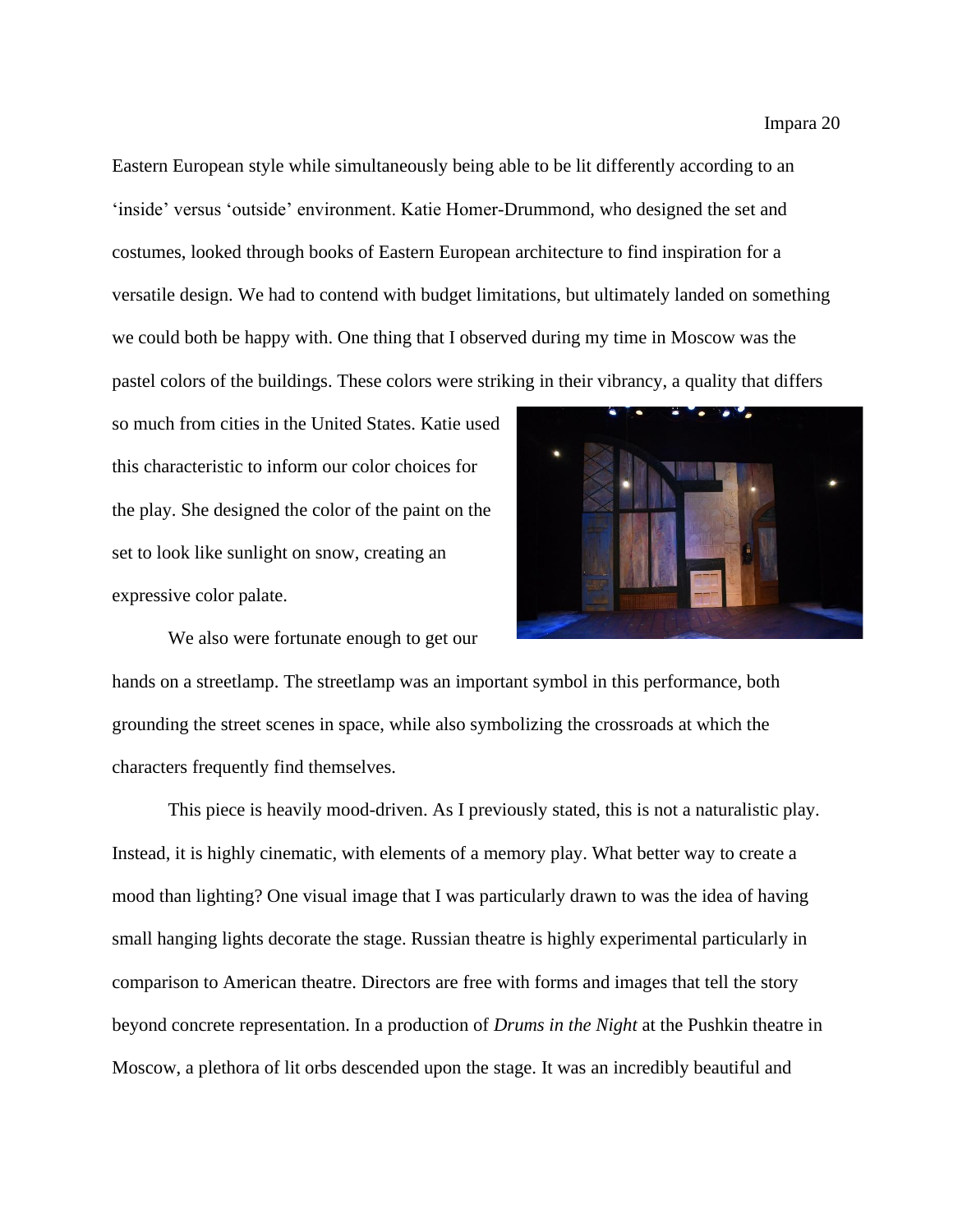Eastern European style while simultaneously being able to be lit differently according to an 'inside' versus 'outside' environment. Katie Homer-Drummond, who designed the set and costumes, looked through books of Eastern European architecture to find inspiration for a versatile design. We had to contend with budget limitations, but ultimately landed on something we could both be happy with. One thing that I observed during my time in Moscow was the pastel colors of the buildings. These colors were striking in their vibrancy, a quality that differs so much from cities in the United States. Katie used this characteristic to inform our color choices for the play. She designed the color of the paint on the set to look like sunlight on snow, creating an expressive color palate.

We also were fortunate enough to get our hands on a streetlamp. The streetlamp was an important symbol in this performance, both grounding the street scenes in space, while also symbolizing the crossroads at which the characters frequently find themselves.

This piece is heavily mood-driven. As I previously stated, this is not a naturalistic play. Instead, it is highly cinematic, with elements of a memory play. What better way to create a mood than lighting? One visual image that I was particularly drawn to was the idea of having small hanging lights decorate the stage. Russian theatre is highly experimental particularly in comparison to American theatre. Directors are free with forms and images that tell the story beyond concrete representation. In a production of *Drums in the Night* at the Pushkin theatre in Moscow, a plethora of lit orbs descended upon the stage. It was an incredibly beautiful and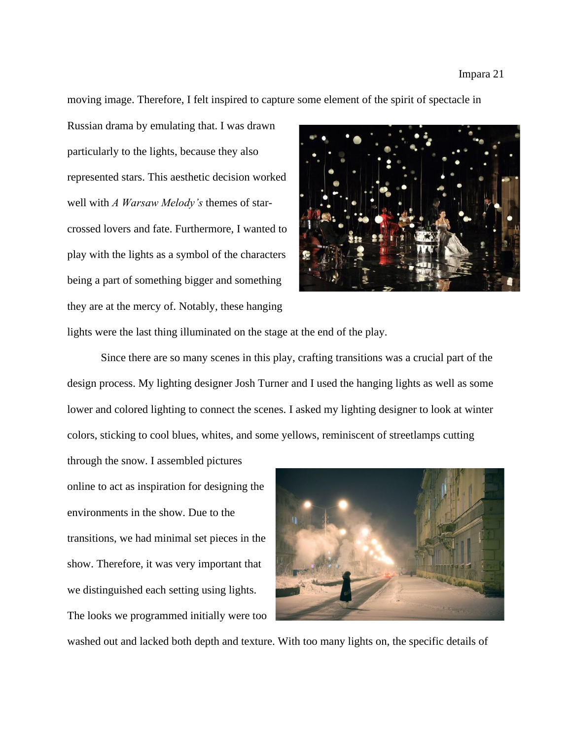moving image. Therefore, I felt inspired to capture some element of the spirit of spectacle in Russian drama by emulating that. I was drawn particularly to the lights, because they also represented stars. This aesthetic decision worked well with *A Warsaw Melody's* themes of star-crossed lovers and fate. Furthermore, I wanted to play with the lights as a symbol of the characters being a part of something bigger and something they are at the mercy of. Notably, these hanging lights were the last thing illuminated on the stage at the end of the play.

Since there are so many scenes in this play, crafting transitions was a crucial part of the design process. My lighting designer Josh Turner and I used the hanging lights as well as some lower and colored lighting to connect the scenes. I asked my lighting designer to look at winter colors, sticking to cool blues, whites, and some yellows, reminiscent of streetlamps cutting through the snow. I assembled pictures online to act as inspiration for designing the environments in the show. Due to the transitions, we had minimal set pieces in the show. Therefore, it was very important that we distinguished each setting using lights. The looks we programmed initially were too washed out and lacked both depth and texture. With too many lights on, the specific details of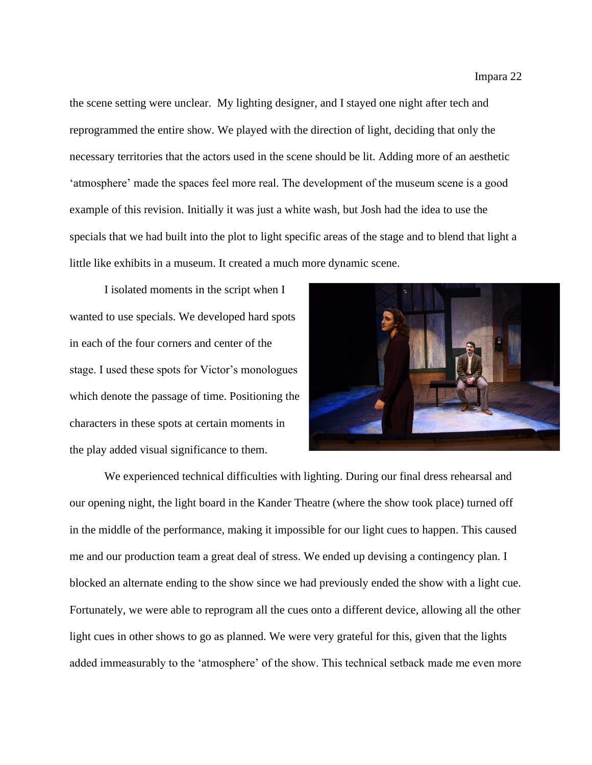the scene setting were unclear.  My lighting designer, and I stayed one night after tech and reprogrammed the entire show. We played with the direction of light, deciding that only the necessary territories that the actors used in the scene should be lit. Adding more of an aesthetic 'atmosphere' made the spaces feel more real. The development of the museum scene is a good example of this revision. Initially it was just a white wash, but Josh had the idea to use the specials that we had built into the plot to light specific areas of the stage and to blend that light a little like exhibits in a museum. It created a much more dynamic scene.

I isolated moments in the script when I wanted to use specials. We developed hard spots in each of the four corners and center of the stage. I used these spots for Victor's monologues which denote the passage of time. Positioning the characters in these spots at certain moments in the play added visual significance to them.

We experienced technical difficulties with lighting. During our final dress rehearsal and our opening night, the light board in the Kander Theatre (where the show took place) turned off in the middle of the performance, making it impossible for our light cues to happen. This caused me and our production team a great deal of stress. We ended up devising a contingency plan. I blocked an alternate ending to the show since we had previously ended the show with a light cue. Fortunately, we were able to reprogram all the cues onto a different device, allowing all the other light cues in other shows to go as planned. We were very grateful for this, given that the lights added immeasurably to the 'atmosphere' of the show. This technical setback made me even more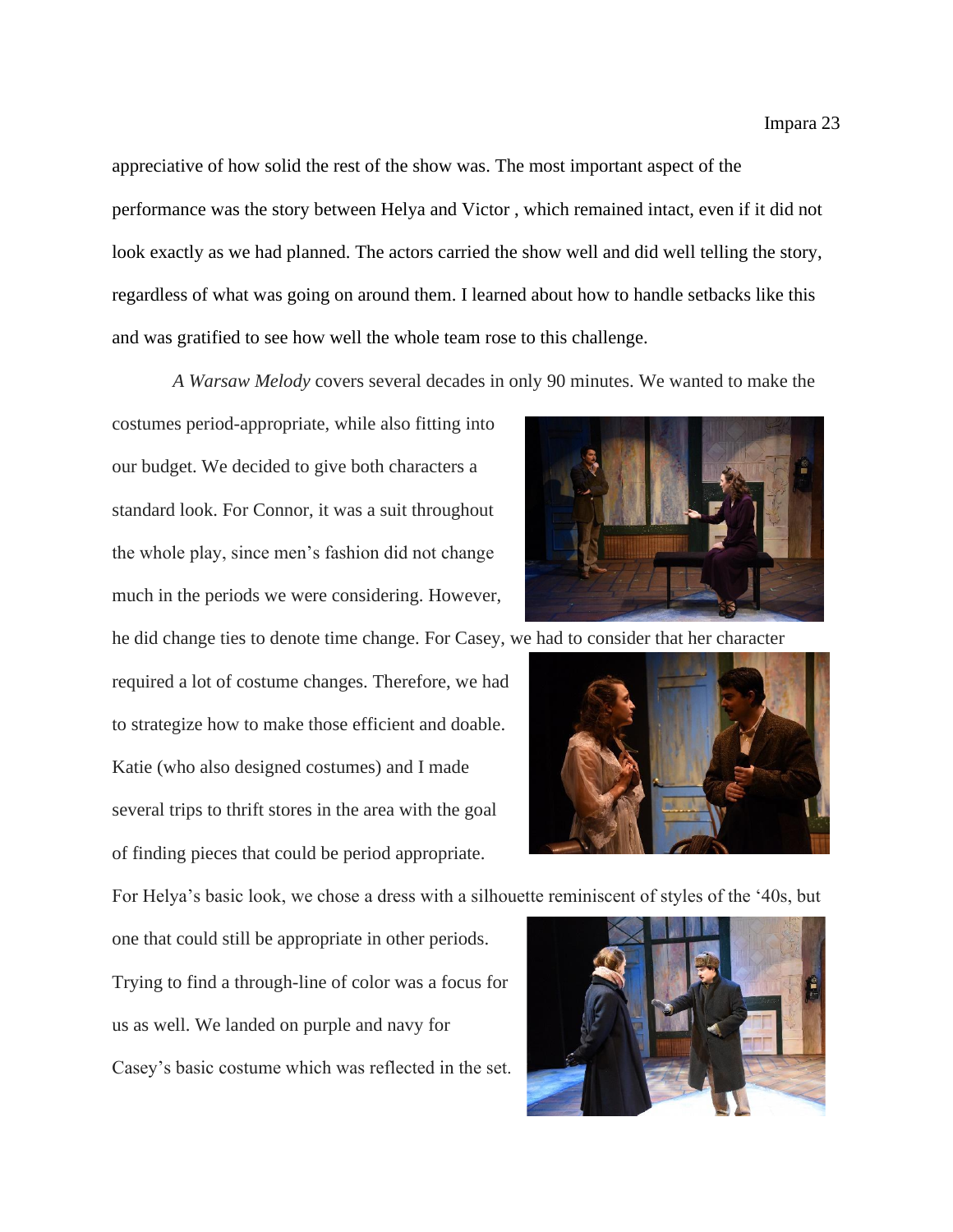appreciative of how solid the rest of the show was. The most important aspect of the performance was the story between Helya and Victor , which remained intact, even if it did not look exactly as we had planned. The actors carried the show well and did well telling the story, regardless of what was going on around them. I learned about how to handle setbacks like this and was gratified to see how well the whole team rose to this challenge.

*A Warsaw Melody* covers several decades in only 90 minutes. We wanted to make the costumes period-appropriate, while also fitting into our budget. We decided to give both characters a standard look. For Connor, it was a suit throughout the whole play, since men's fashion did not change much in the periods we were considering. However, he did change ties to denote time change. For Casey, we had to consider that her character required a lot of costume changes. Therefore, we had to strategize how to make those efficient and doable. Katie (who also designed costumes) and I made several trips to thrift stores in the area with the goal of finding pieces that could be period appropriate. For Helya's basic look, we chose a dress with a silhouette reminiscent of styles of the '40s, but one that could still be appropriate in other periods. Trying to find a through-line of color was a focus for us as well. We landed on purple and navy for Casey's basic costume which was reflected in the set.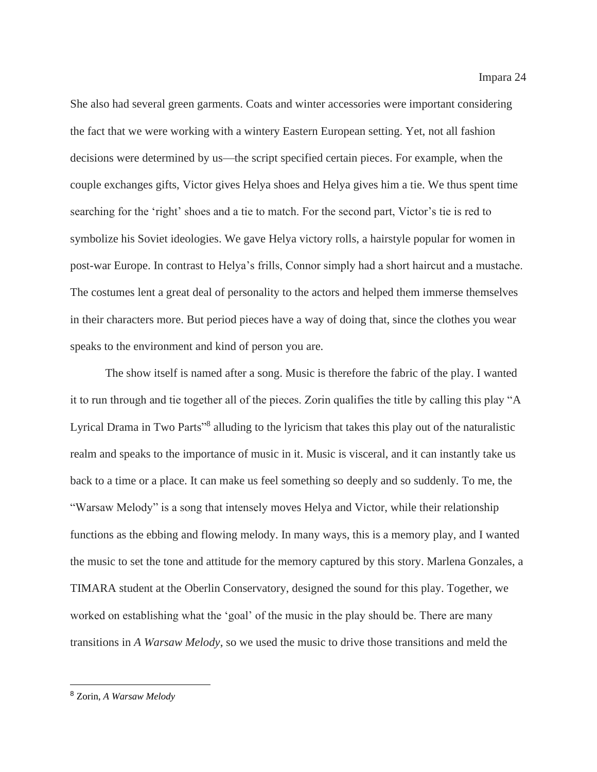She also had several green garments. Coats and winter accessories were important considering the fact that we were working with a wintery Eastern European setting. Yet, not all fashion decisions were determined by us—the script specified certain pieces. For example, when the couple exchanges gifts, Victor gives Helya shoes and Helya gives him a tie. We thus spent time searching for the 'right' shoes and a tie to match. For the second part, Victor's tie is red to symbolize his Soviet ideologies. We gave Helya victory rolls, a hairstyle popular for women in post-war Europe. In contrast to Helya's frills, Connor simply had a short haircut and a mustache. The costumes lent a great deal of personality to the actors and helped them immerse themselves in their characters more. But period pieces have a way of doing that, since the clothes you wear speaks to the environment and kind of person you are.

The show itself is named after a song. Music is therefore the fabric of the play. I wanted it to run through and tie together all of the pieces. Zorin qualifies the title by calling this play "A Lyrical Drama in Two Parts"[8] alluding to the lyricism that takes this play out of the naturalistic realm and speaks to the importance of music in it. Music is visceral, and it can instantly take us back to a time or a place. It can make us feel something so deeply and so suddenly. To me, the "Warsaw Melody" is a song that intensely moves Helya and Victor, while their relationship functions as the ebbing and flowing melody. In many ways, this is a memory play, and I wanted the music to set the tone and attitude for the memory captured by this story. Marlena Gonzales, a TIMARA student at the Oberlin Conservatory, designed the sound for this play. Together, we worked on establishing what the 'goal' of the music in the play should be. There are many transitions in *A Warsaw Melody*, so we used the music to drive those transitions and meld the

---

[8] Zorin, *A Warsaw Melody*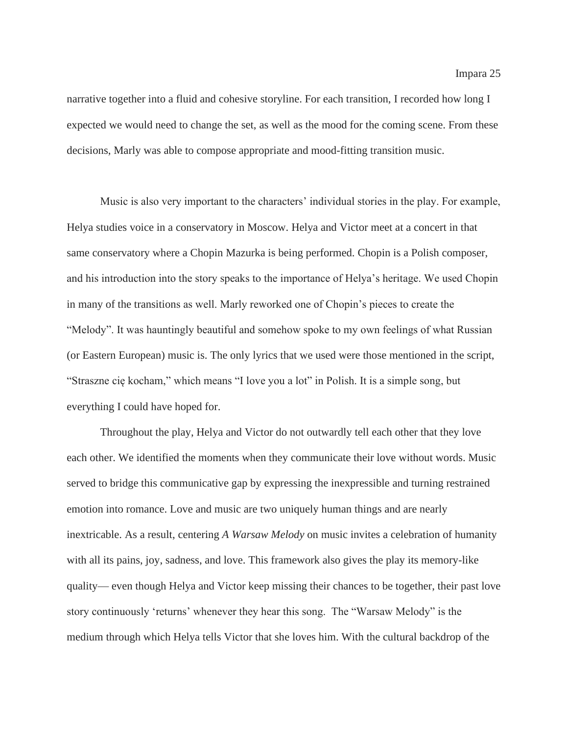narrative together into a fluid and cohesive storyline. For each transition, I recorded how long I expected we would need to change the set, as well as the mood for the coming scene. From these decisions, Marly was able to compose appropriate and mood-fitting transition music.

Music is also very important to the characters' individual stories in the play. For example, Helya studies voice in a conservatory in Moscow. Helya and Victor meet at a concert in that same conservatory where a Chopin Mazurka is being performed. Chopin is a Polish composer, and his introduction into the story speaks to the importance of Helya's heritage. We used Chopin in many of the transitions as well. Marly reworked one of Chopin's pieces to create the "Melody". It was hauntingly beautiful and somehow spoke to my own feelings of what Russian (or Eastern European) music is. The only lyrics that we used were those mentioned in the script, "Straszne cię kocham," which means "I love you a lot" in Polish. It is a simple song, but everything I could have hoped for.

Throughout the play, Helya and Victor do not outwardly tell each other that they love each other. We identified the moments when they communicate their love without words. Music served to bridge this communicative gap by expressing the inexpressible and turning restrained emotion into romance. Love and music are two uniquely human things and are nearly inextricable. As a result, centering *A Warsaw Melody* on music invites a celebration of humanity with all its pains, joy, sadness, and love. This framework also gives the play its memory-like quality— even though Helya and Victor keep missing their chances to be together, their past love story continuously 'returns' whenever they hear this song. The "Warsaw Melody" is the medium through which Helya tells Victor that she loves him. With the cultural backdrop of the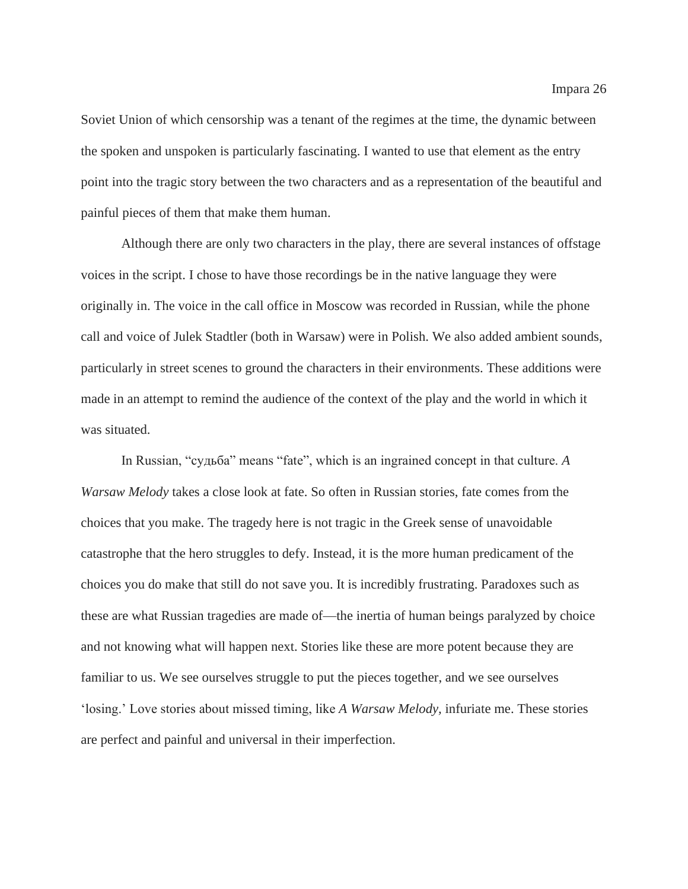Soviet Union of which censorship was a tenant of the regimes at the time, the dynamic between the spoken and unspoken is particularly fascinating. I wanted to use that element as the entry point into the tragic story between the two characters and as a representation of the beautiful and painful pieces of them that make them human.

Although there are only two characters in the play, there are several instances of offstage voices in the script. I chose to have those recordings be in the native language they were originally in. The voice in the call office in Moscow was recorded in Russian, while the phone call and voice of Julek Stadtler (both in Warsaw) were in Polish. We also added ambient sounds, particularly in street scenes to ground the characters in their environments. These additions were made in an attempt to remind the audience of the context of the play and the world in which it was situated.

In Russian, "судьба" means "fate", which is an ingrained concept in that culture. *A Warsaw Melody* takes a close look at fate. So often in Russian stories, fate comes from the choices that you make. The tragedy here is not tragic in the Greek sense of unavoidable catastrophe that the hero struggles to defy. Instead, it is the more human predicament of the choices you do make that still do not save you. It is incredibly frustrating. Paradoxes such as these are what Russian tragedies are made of—the inertia of human beings paralyzed by choice and not knowing what will happen next. Stories like these are more potent because they are familiar to us. We see ourselves struggle to put the pieces together, and we see ourselves 'losing.' Love stories about missed timing, like *A Warsaw Melody,* infuriate me. These stories are perfect and painful and universal in their imperfection.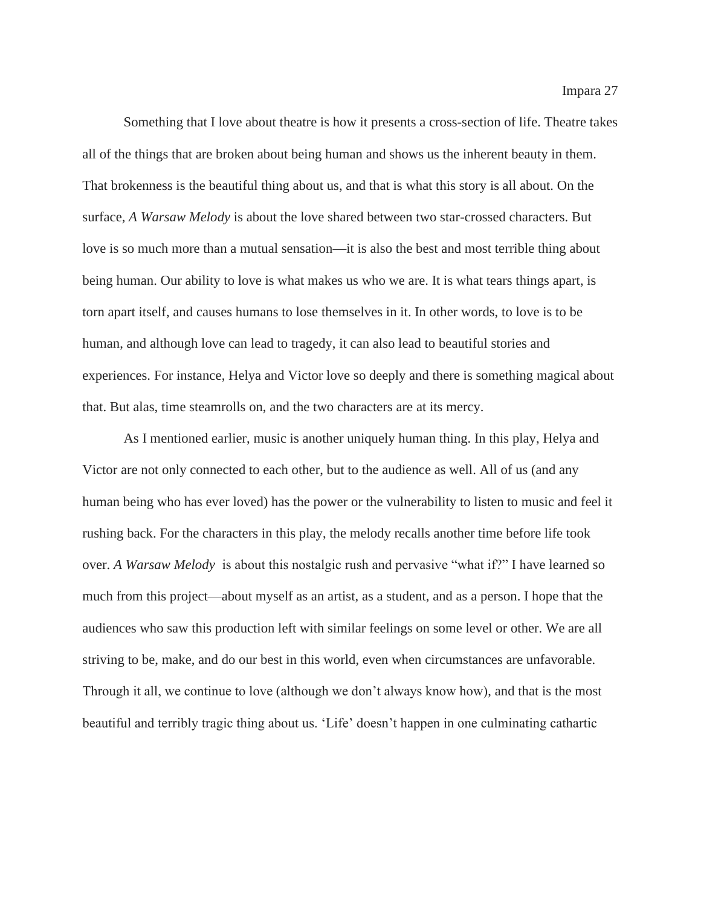Something that I love about theatre is how it presents a cross-section of life. Theatre takes all of the things that are broken about being human and shows us the inherent beauty in them. That brokenness is the beautiful thing about us, and that is what this story is all about. On the surface, *A Warsaw Melody* is about the love shared between two star-crossed characters. But love is so much more than a mutual sensation—it is also the best and most terrible thing about being human. Our ability to love is what makes us who we are. It is what tears things apart, is torn apart itself, and causes humans to lose themselves in it. In other words, to love is to be human, and although love can lead to tragedy, it can also lead to beautiful stories and experiences. For instance, Helya and Victor love so deeply and there is something magical about that. But alas, time steamrolls on, and the two characters are at its mercy.

As I mentioned earlier, music is another uniquely human thing. In this play, Helya and Victor are not only connected to each other, but to the audience as well. All of us (and any human being who has ever loved) has the power or the vulnerability to listen to music and feel it rushing back. For the characters in this play, the melody recalls another time before life took over. *A Warsaw Melody* is about this nostalgic rush and pervasive "what if?" I have learned so much from this project—about myself as an artist, as a student, and as a person. I hope that the audiences who saw this production left with similar feelings on some level or other. We are all striving to be, make, and do our best in this world, even when circumstances are unfavorable. Through it all, we continue to love (although we don't always know how), and that is the most beautiful and terribly tragic thing about us. 'Life' doesn't happen in one culminating cathartic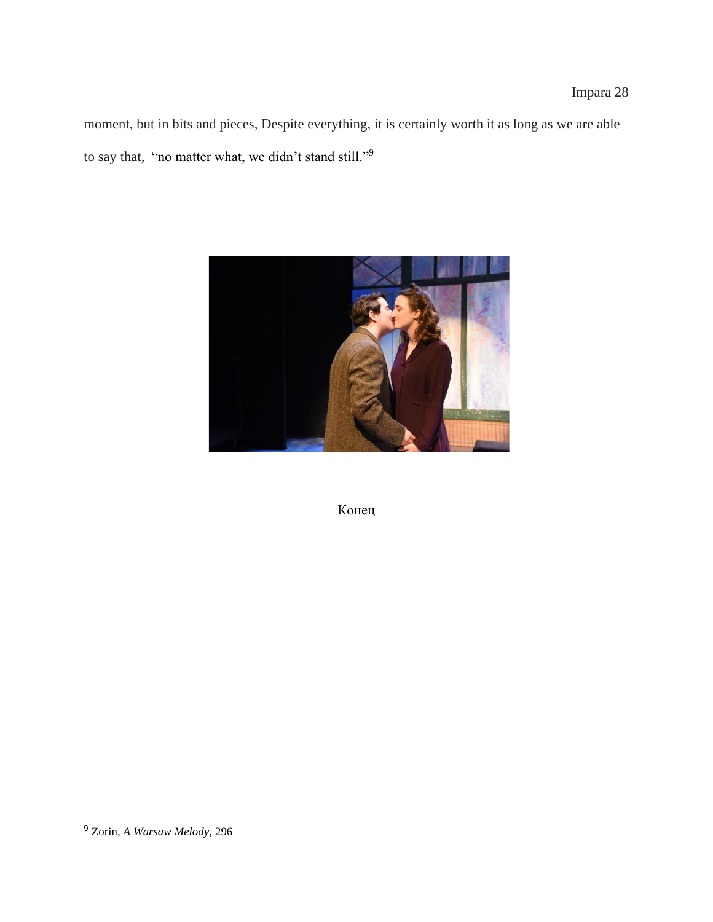moment, but in bits and pieces, Despite everything, it is certainly worth it as long as we are able to say that, "no matter what, we didn't stand still."[9]

Конец

---

[9] Zorin, *A Warsaw Melody*, 296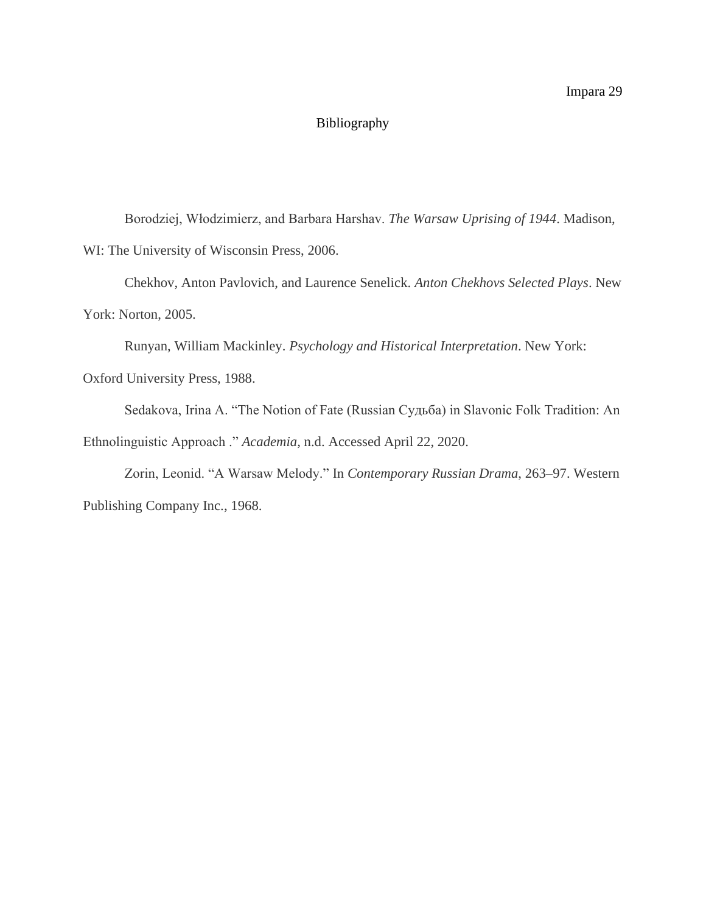# Bibliography

Borodziej, Włodzimierz, and Barbara Harshav. *The Warsaw Uprising of 1944*. Madison, WI: The University of Wisconsin Press, 2006.

Chekhov, Anton Pavlovich, and Laurence Senelick. *Anton Chekhovs Selected Plays*. New York: Norton, 2005.

Runyan, William Mackinley. *Psychology and Historical Interpretation*. New York: Oxford University Press, 1988.

Sedakova, Irina A. "The Notion of Fate (Russian Судьба) in Slavonic Folk Tradition: An Ethnolinguistic Approach ." *Academia*, n.d. Accessed April 22, 2020.

Zorin, Leonid. "A Warsaw Melody." In *Contemporary Russian Drama*, 263–97. Western Publishing Company Inc., 1968.